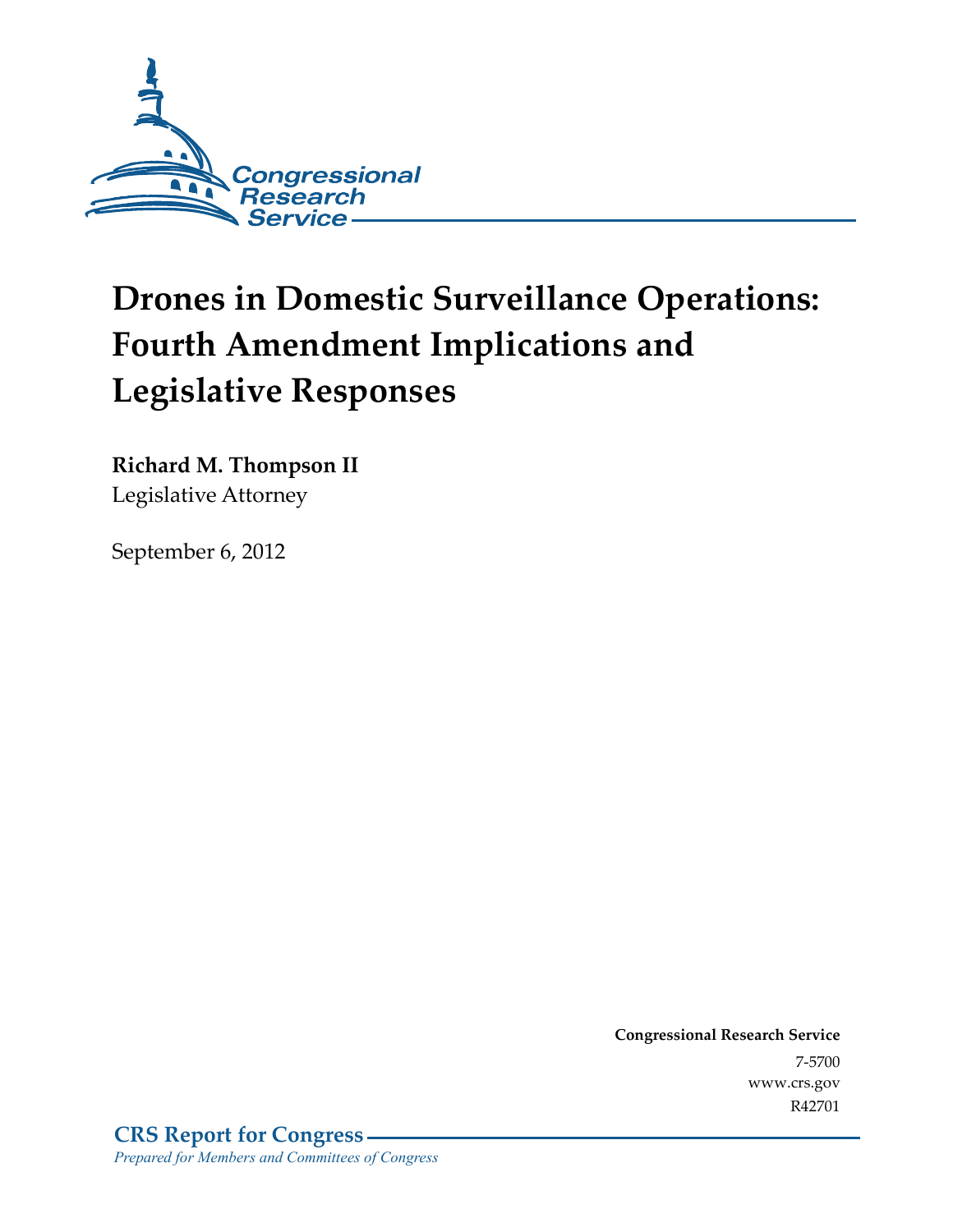Congressional Research Service

# Drones in Domestic Surveillance Operations: Fourth Amendment Implications and Legislative Responses

**Richard M. Thompson II**
Legislative Attorney

September 6, 2012

**Congressional Research Service**
7-5700
www.crs.gov
R42701

**CRS Report for Congress**
*Prepared for Members and Committees of Congress*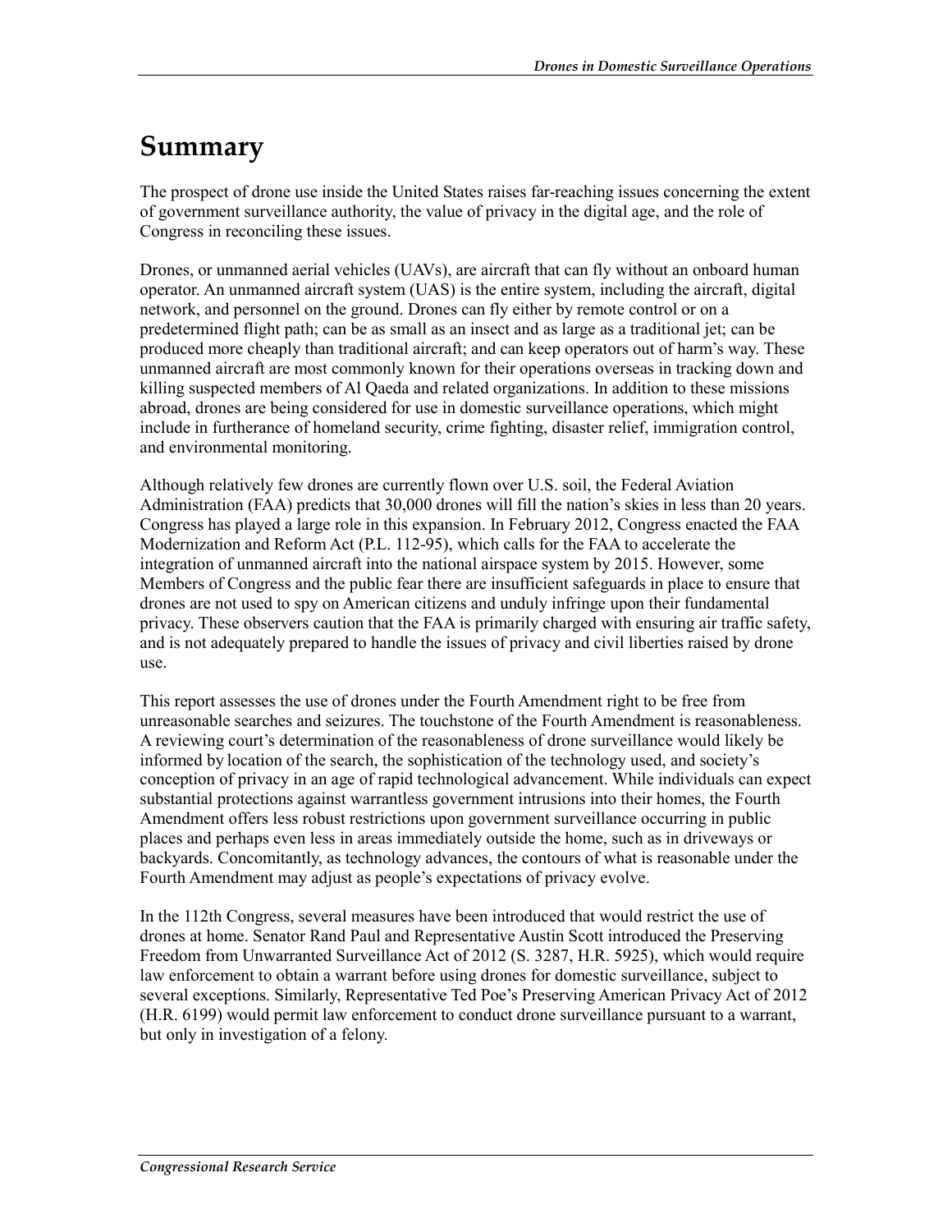# Summary

The prospect of drone use inside the United States raises far-reaching issues concerning the extent of government surveillance authority, the value of privacy in the digital age, and the role of Congress in reconciling these issues.

Drones, or unmanned aerial vehicles (UAVs), are aircraft that can fly without an onboard human operator. An unmanned aircraft system (UAS) is the entire system, including the aircraft, digital network, and personnel on the ground. Drones can fly either by remote control or on a predetermined flight path; can be as small as an insect and as large as a traditional jet; can be produced more cheaply than traditional aircraft; and can keep operators out of harm's way. These unmanned aircraft are most commonly known for their operations overseas in tracking down and killing suspected members of Al Qaeda and related organizations. In addition to these missions abroad, drones are being considered for use in domestic surveillance operations, which might include in furtherance of homeland security, crime fighting, disaster relief, immigration control, and environmental monitoring.

Although relatively few drones are currently flown over U.S. soil, the Federal Aviation Administration (FAA) predicts that 30,000 drones will fill the nation's skies in less than 20 years. Congress has played a large role in this expansion. In February 2012, Congress enacted the FAA Modernization and Reform Act (P.L. 112-95), which calls for the FAA to accelerate the integration of unmanned aircraft into the national airspace system by 2015. However, some Members of Congress and the public fear there are insufficient safeguards in place to ensure that drones are not used to spy on American citizens and unduly infringe upon their fundamental privacy. These observers caution that the FAA is primarily charged with ensuring air traffic safety, and is not adequately prepared to handle the issues of privacy and civil liberties raised by drone use.

This report assesses the use of drones under the Fourth Amendment right to be free from unreasonable searches and seizures. The touchstone of the Fourth Amendment is reasonableness. A reviewing court's determination of the reasonableness of drone surveillance would likely be informed by location of the search, the sophistication of the technology used, and society's conception of privacy in an age of rapid technological advancement. While individuals can expect substantial protections against warrantless government intrusions into their homes, the Fourth Amendment offers less robust restrictions upon government surveillance occurring in public places and perhaps even less in areas immediately outside the home, such as in driveways or backyards. Concomitantly, as technology advances, the contours of what is reasonable under the Fourth Amendment may adjust as people's expectations of privacy evolve.

In the 112th Congress, several measures have been introduced that would restrict the use of drones at home. Senator Rand Paul and Representative Austin Scott introduced the Preserving Freedom from Unwarranted Surveillance Act of 2012 (S. 3287, H.R. 5925), which would require law enforcement to obtain a warrant before using drones for domestic surveillance, subject to several exceptions. Similarly, Representative Ted Poe's Preserving American Privacy Act of 2012 (H.R. 6199) would permit law enforcement to conduct drone surveillance pursuant to a warrant, but only in investigation of a felony.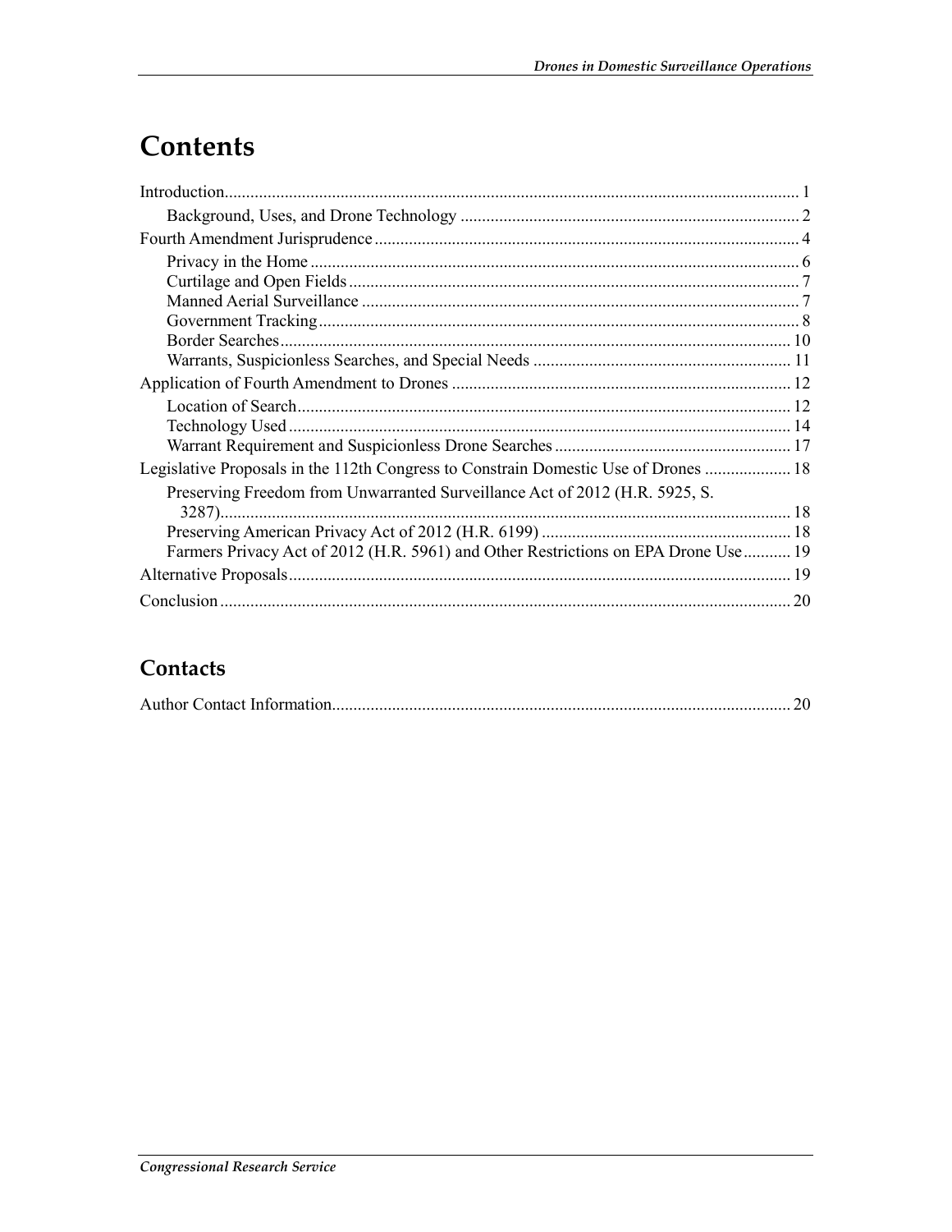# Contents

Introduction..................................................................................................................................... 1

Background, Uses, and Drone Technology .............................................................................. 2

Fourth Amendment Jurisprudence .................................................................................................. 4

Privacy in the Home ................................................................................................................. 6

Curtilage and Open Fields ......................................................................................................... 7

Manned Aerial Surveillance ..................................................................................................... 7

Government Tracking ............................................................................................................... 8

Border Searches ....................................................................................................................... 10

Warrants, Suspicionless Searches, and Special Needs ............................................................ 11

Application of Fourth Amendment to Drones ............................................................................... 12

Location of Search ................................................................................................................... 12

Technology Used ..................................................................................................................... 14

Warrant Requirement and Suspicionless Drone Searches ....................................................... 17

Legislative Proposals in the 112th Congress to Constrain Domestic Use of Drones .................... 18

Preserving Freedom from Unwarranted Surveillance Act of 2012 (H.R. 5925, S. 3287)..................................................................................................................................... 18

Preserving American Privacy Act of 2012 (H.R. 6199) .......................................................... 18

Farmers Privacy Act of 2012 (H.R. 5961) and Other Restrictions on EPA Drone Use ........... 19

Alternative Proposals .................................................................................................................... 19

Conclusion .................................................................................................................................... 20

## Contacts

Author Contact Information........................................................................................................... 20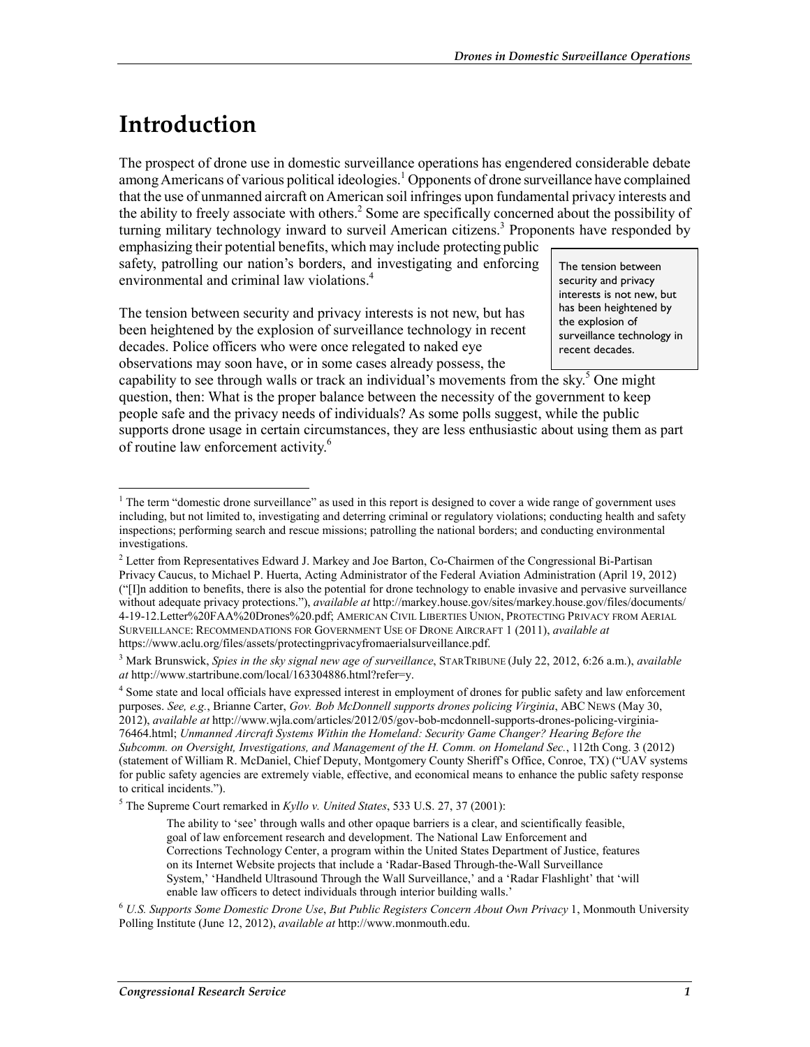# Introduction

The prospect of drone use in domestic surveillance operations has engendered considerable debate among Americans of various political ideologies.[1] Opponents of drone surveillance have complained that the use of unmanned aircraft on American soil infringes upon fundamental privacy interests and the ability to freely associate with others.[2] Some are specifically concerned about the possibility of turning military technology inward to surveil American citizens.[3] Proponents have responded by emphasizing their potential benefits, which may include protecting public safety, patrolling our nation's borders, and investigating and enforcing environmental and criminal law violations.[4]

> The tension between security and privacy interests is not new, but has been heightened by the explosion of surveillance technology in recent decades.

The tension between security and privacy interests is not new, but has been heightened by the explosion of surveillance technology in recent decades. Police officers who were once relegated to naked eye observations may soon have, or in some cases already possess, the capability to see through walls or track an individual's movements from the sky.[5] One might question, then: What is the proper balance between the necessity of the government to keep people safe and the privacy needs of individuals? As some polls suggest, while the public supports drone usage in certain circumstances, they are less enthusiastic about using them as part of routine law enforcement activity.[6]

---

[1] The term "domestic drone surveillance" as used in this report is designed to cover a wide range of government uses including, but not limited to, investigating and deterring criminal or regulatory violations; conducting health and safety inspections; performing search and rescue missions; patrolling the national borders; and conducting environmental investigations.

[2] Letter from Representatives Edward J. Markey and Joe Barton, Co-Chairmen of the Congressional Bi-Partisan Privacy Caucus, to Michael P. Huerta, Acting Administrator of the Federal Aviation Administration (April 19, 2012) ("[I]n addition to benefits, there is also the potential for drone technology to enable invasive and pervasive surveillance without adequate privacy protections."), *available at* http://markey.house.gov/sites/markey.house.gov/files/documents/4-19-12.Letter%20FAA%20Drones%20.pdf; AMERICAN CIVIL LIBERTIES UNION, PROTECTING PRIVACY FROM AERIAL SURVEILLANCE: RECOMMENDATIONS FOR GOVERNMENT USE OF DRONE AIRCRAFT 1 (2011), *available at* https://www.aclu.org/files/assets/protectingprivacyfromaerialsurveillance.pdf.

[3] Mark Brunswick, *Spies in the sky signal new age of surveillance*, STARTRIBUNE (July 22, 2012, 6:26 a.m.), *available at* http://www.startribune.com/local/163304886.html?refer=y.

[4] Some state and local officials have expressed interest in employment of drones for public safety and law enforcement purposes. *See, e.g.*, Brianne Carter, *Gov. Bob McDonnell supports drones policing Virginia*, ABC NEWS (May 30, 2012), *available at* http://www.wjla.com/articles/2012/05/gov-bob-mcdonnell-supports-drones-policing-virginia-76464.html; *Unmanned Aircraft Systems Within the Homeland: Security Game Changer? Hearing Before the Subcomm. on Oversight, Investigations, and Management of the H. Comm. on Homeland Sec.*, 112th Cong. 3 (2012) (statement of William R. McDaniel, Chief Deputy, Montgomery County Sheriff's Office, Conroe, TX) ("UAV systems for public safety agencies are extremely viable, effective, and economical means to enhance the public safety response to critical incidents.").

[5] The Supreme Court remarked in *Kyllo v. United States*, 533 U.S. 27, 37 (2001):

> The ability to 'see' through walls and other opaque barriers is a clear, and scientifically feasible, goal of law enforcement research and development. The National Law Enforcement and Corrections Technology Center, a program within the United States Department of Justice, features on its Internet Website projects that include a 'Radar-Based Through-the-Wall Surveillance System,' 'Handheld Ultrasound Through the Wall Surveillance,' and a 'Radar Flashlight' that 'will enable law officers to detect individuals through interior building walls.'

[6] *U.S. Supports Some Domestic Drone Use*, *But Public Registers Concern About Own Privacy* 1, Monmouth University Polling Institute (June 12, 2012), *available at* http://www.monmouth.edu.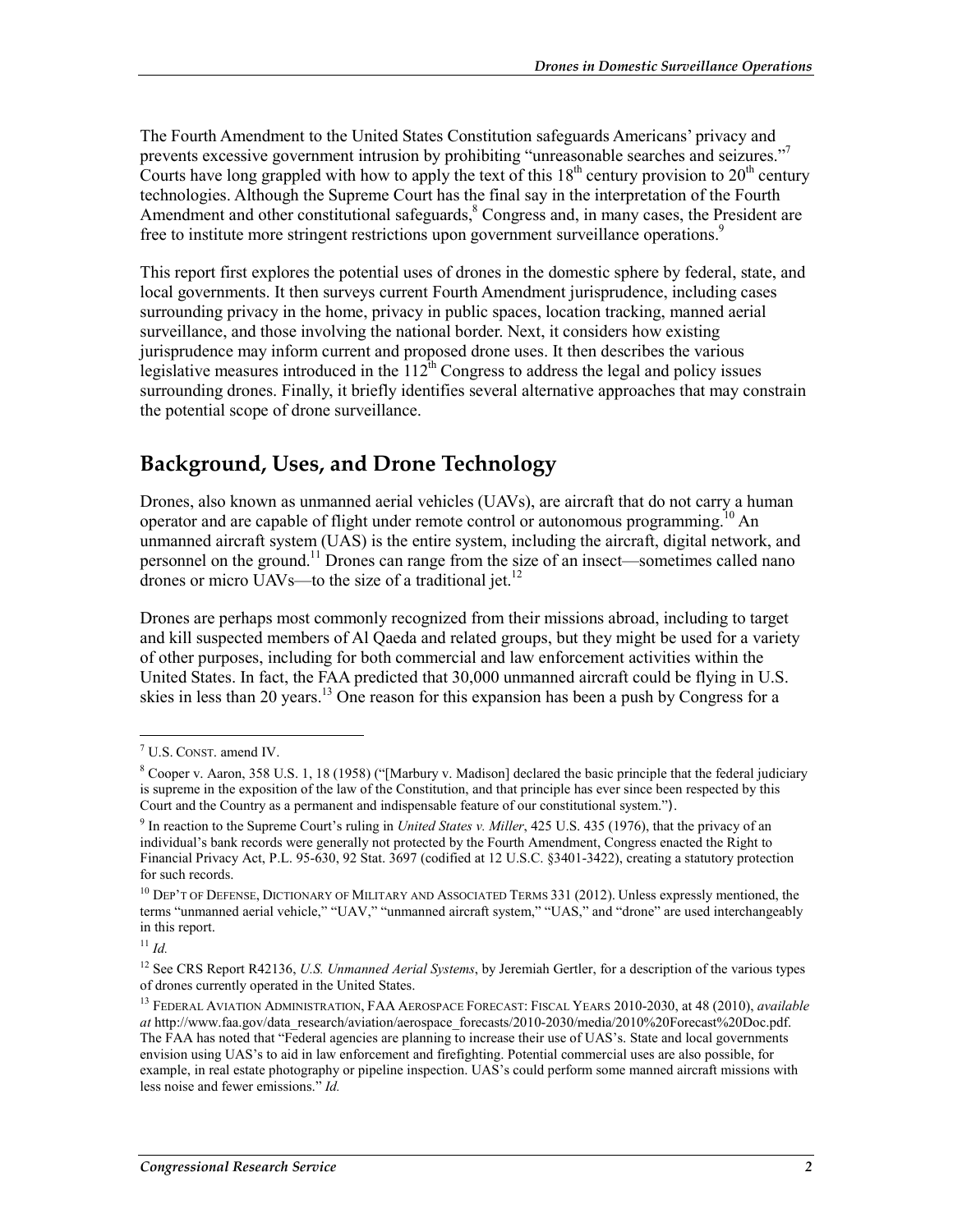The Fourth Amendment to the United States Constitution safeguards Americans' privacy and prevents excessive government intrusion by prohibiting "unreasonable searches and seizures."[7] Courts have long grappled with how to apply the text of this $18^{th}$ century provision to $20^{th}$ century technologies. Although the Supreme Court has the final say in the interpretation of the Fourth Amendment and other constitutional safeguards,[8] Congress and, in many cases, the President are free to institute more stringent restrictions upon government surveillance operations.[9]

This report first explores the potential uses of drones in the domestic sphere by federal, state, and local governments. It then surveys current Fourth Amendment jurisprudence, including cases surrounding privacy in the home, privacy in public spaces, location tracking, manned aerial surveillance, and those involving the national border. Next, it considers how existing jurisprudence may inform current and proposed drone uses. It then describes the various legislative measures introduced in the $112^{th}$ Congress to address the legal and policy issues surrounding drones. Finally, it briefly identifies several alternative approaches that may constrain the potential scope of drone surveillance.

## Background, Uses, and Drone Technology

Drones, also known as unmanned aerial vehicles (UAVs), are aircraft that do not carry a human operator and are capable of flight under remote control or autonomous programming.[10] An unmanned aircraft system (UAS) is the entire system, including the aircraft, digital network, and personnel on the ground.[11] Drones can range from the size of an insect—sometimes called nano drones or micro UAVs—to the size of a traditional jet.[12]

Drones are perhaps most commonly recognized from their missions abroad, including to target and kill suspected members of Al Qaeda and related groups, but they might be used for a variety of other purposes, including for both commercial and law enforcement activities within the United States. In fact, the FAA predicted that 30,000 unmanned aircraft could be flying in U.S. skies in less than 20 years.[13] One reason for this expansion has been a push by Congress for a

---

[7] U.S. CONST. amend IV.

[8] Cooper v. Aaron, 358 U.S. 1, 18 (1958) ("[Marbury v. Madison] declared the basic principle that the federal judiciary is supreme in the exposition of the law of the Constitution, and that principle has ever since been respected by this Court and the Country as a permanent and indispensable feature of our constitutional system.").

[9] In reaction to the Supreme Court's ruling in *United States v. Miller*, 425 U.S. 435 (1976), that the privacy of an individual's bank records were generally not protected by the Fourth Amendment, Congress enacted the Right to Financial Privacy Act, P.L. 95-630, 92 Stat. 3697 (codified at 12 U.S.C. §3401-3422), creating a statutory protection for such records.

[10] DEP'T OF DEFENSE, DICTIONARY OF MILITARY AND ASSOCIATED TERMS 331 (2012). Unless expressly mentioned, the terms "unmanned aerial vehicle," "UAV," "unmanned aircraft system," "UAS," and "drone" are used interchangeably in this report.

[11] *Id.*

[12] See CRS Report R42136, *U.S. Unmanned Aerial Systems*, by Jeremiah Gertler, for a description of the various types of drones currently operated in the United States.

[13] FEDERAL AVIATION ADMINISTRATION, FAA AEROSPACE FORECAST: FISCAL YEARS 2010-2030, at 48 (2010), *available at* http://www.faa.gov/data_research/aviation/aerospace_forecasts/2010-2030/media/2010%20Forecast%20Doc.pdf. The FAA has noted that "Federal agencies are planning to increase their use of UAS's. State and local governments envision using UAS's to aid in law enforcement and firefighting. Potential commercial uses are also possible, for example, in real estate photography or pipeline inspection. UAS's could perform some manned aircraft missions with less noise and fewer emissions." *Id.*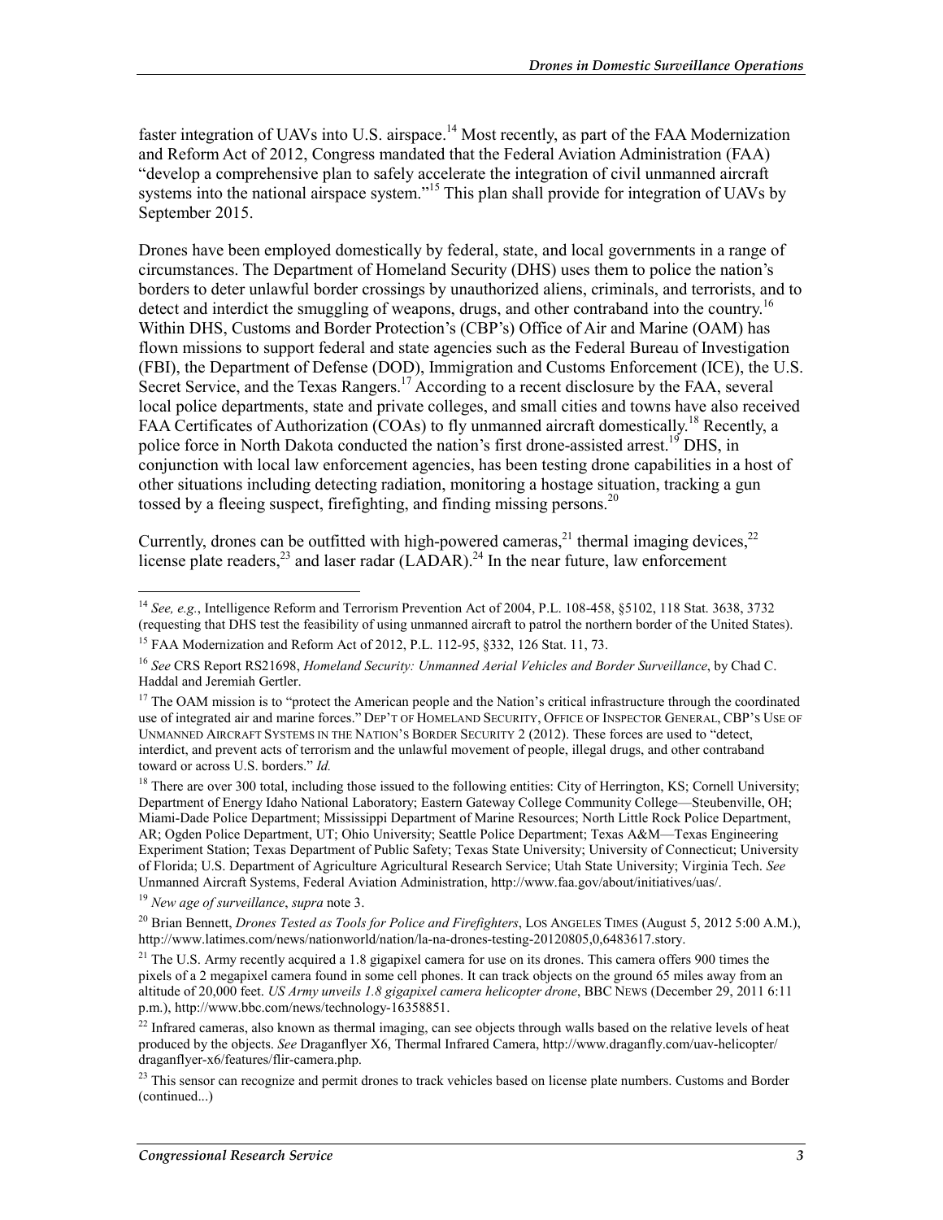faster integration of UAVs into U.S. airspace.[14] Most recently, as part of the FAA Modernization and Reform Act of 2012, Congress mandated that the Federal Aviation Administration (FAA) "develop a comprehensive plan to safely accelerate the integration of civil unmanned aircraft systems into the national airspace system."[15] This plan shall provide for integration of UAVs by September 2015.

Drones have been employed domestically by federal, state, and local governments in a range of circumstances. The Department of Homeland Security (DHS) uses them to police the nation's borders to deter unlawful border crossings by unauthorized aliens, criminals, and terrorists, and to detect and interdict the smuggling of weapons, drugs, and other contraband into the country.[16] Within DHS, Customs and Border Protection's (CBP's) Office of Air and Marine (OAM) has flown missions to support federal and state agencies such as the Federal Bureau of Investigation (FBI), the Department of Defense (DOD), Immigration and Customs Enforcement (ICE), the U.S. Secret Service, and the Texas Rangers.[17] According to a recent disclosure by the FAA, several local police departments, state and private colleges, and small cities and towns have also received FAA Certificates of Authorization (COAs) to fly unmanned aircraft domestically.[18] Recently, a police force in North Dakota conducted the nation's first drone-assisted arrest.[19] DHS, in conjunction with local law enforcement agencies, has been testing drone capabilities in a host of other situations including detecting radiation, monitoring a hostage situation, tracking a gun tossed by a fleeing suspect, firefighting, and finding missing persons.[20]

Currently, drones can be outfitted with high-powered cameras,[21] thermal imaging devices,[22] license plate readers,[23] and laser radar (LADAR).[24] In the near future, law enforcement

---

[14] *See, e.g.*, Intelligence Reform and Terrorism Prevention Act of 2004, P.L. 108-458, §5102, 118 Stat. 3638, 3732 (requesting that DHS test the feasibility of using unmanned aircraft to patrol the northern border of the United States).

[15] FAA Modernization and Reform Act of 2012, P.L. 112-95, §332, 126 Stat. 11, 73.

[16] *See* CRS Report RS21698, *Homeland Security: Unmanned Aerial Vehicles and Border Surveillance*, by Chad C. Haddal and Jeremiah Gertler.

[17] The OAM mission is to "protect the American people and the Nation's critical infrastructure through the coordinated use of integrated air and marine forces." DEP'T OF HOMELAND SECURITY, OFFICE OF INSPECTOR GENERAL, CBP'S USE OF UNMANNED AIRCRAFT SYSTEMS IN THE NATION'S BORDER SECURITY 2 (2012). These forces are used to "detect, interdict, and prevent acts of terrorism and the unlawful movement of people, illegal drugs, and other contraband toward or across U.S. borders." *Id.*

[18] There are over 300 total, including those issued to the following entities: City of Herrington, KS; Cornell University; Department of Energy Idaho National Laboratory; Eastern Gateway College Community College—Steubenville, OH; Miami-Dade Police Department; Mississippi Department of Marine Resources; North Little Rock Police Department, AR; Ogden Police Department, UT; Ohio University; Seattle Police Department; Texas A&M—Texas Engineering Experiment Station; Texas Department of Public Safety; Texas State University; University of Connecticut; University of Florida; U.S. Department of Agriculture Agricultural Research Service; Utah State University; Virginia Tech. *See* Unmanned Aircraft Systems, Federal Aviation Administration, http://www.faa.gov/about/initiatives/uas/.

[19] *New age of surveillance*, *supra* note 3.

[20] Brian Bennett, *Drones Tested as Tools for Police and Firefighters*, LOS ANGELES TIMES (August 5, 2012 5:00 A.M.), http://www.latimes.com/news/nationworld/nation/la-na-drones-testing-20120805,0,6483617.story.

[21] The U.S. Army recently acquired a 1.8 gigapixel camera for use on its drones. This camera offers 900 times the pixels of a 2 megapixel camera found in some cell phones. It can track objects on the ground 65 miles away from an altitude of 20,000 feet. *US Army unveils 1.8 gigapixel camera helicopter drone*, BBC NEWS (December 29, 2011 6:11 p.m.), http://www.bbc.com/news/technology-16358851.

[22] Infrared cameras, also known as thermal imaging, can see objects through walls based on the relative levels of heat produced by the objects. *See* Draganflyer X6, Thermal Infrared Camera, http://www.draganfly.com/uav-helicopter/draganflyer-x6/features/flir-camera.php.

[23] This sensor can recognize and permit drones to track vehicles based on license plate numbers. Customs and Border (continued...)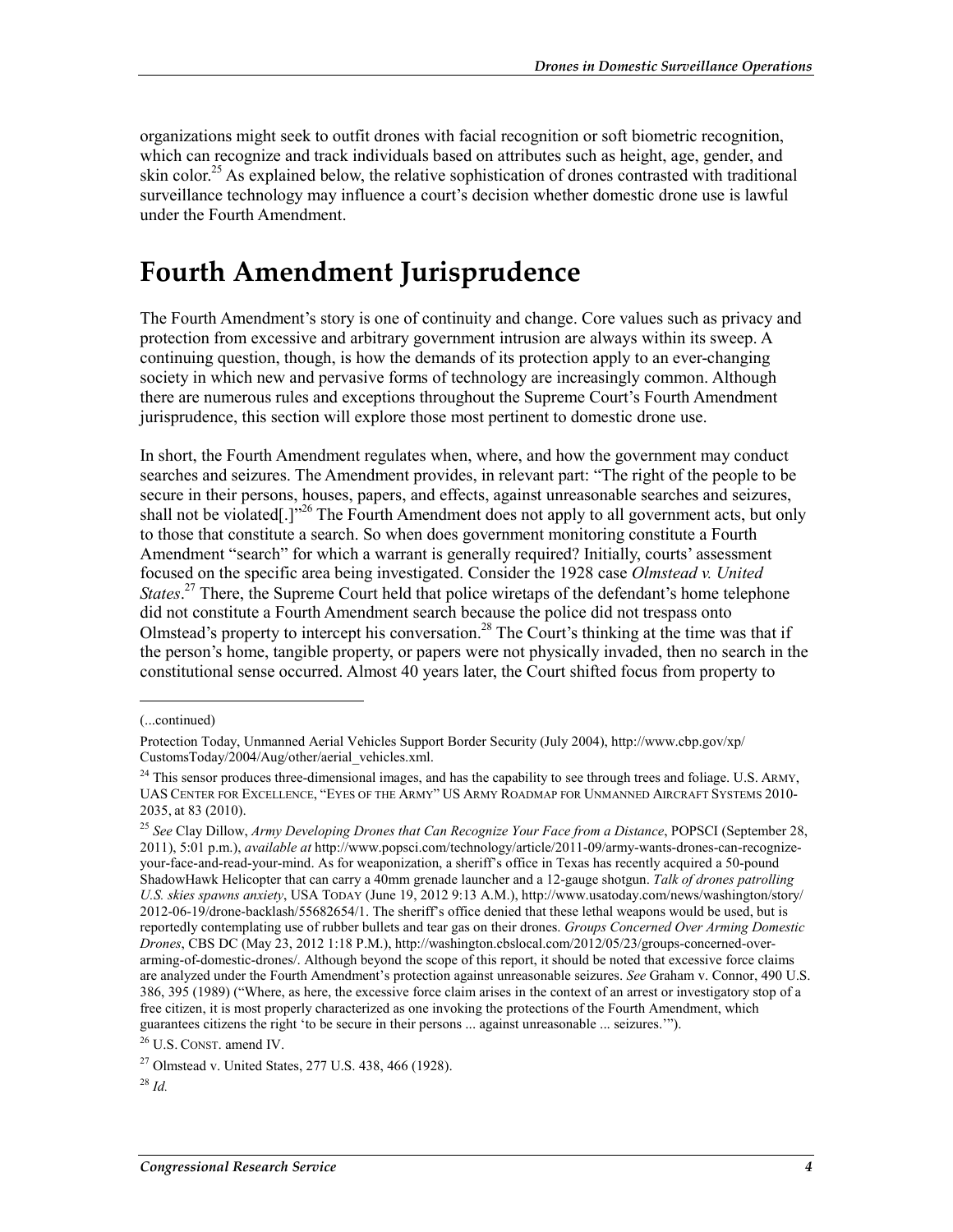organizations might seek to outfit drones with facial recognition or soft biometric recognition, which can recognize and track individuals based on attributes such as height, age, gender, and skin color.[25] As explained below, the relative sophistication of drones contrasted with traditional surveillance technology may influence a court's decision whether domestic drone use is lawful under the Fourth Amendment.

# Fourth Amendment Jurisprudence

The Fourth Amendment's story is one of continuity and change. Core values such as privacy and protection from excessive and arbitrary government intrusion are always within its sweep. A continuing question, though, is how the demands of its protection apply to an ever-changing society in which new and pervasive forms of technology are increasingly common. Although there are numerous rules and exceptions throughout the Supreme Court's Fourth Amendment jurisprudence, this section will explore those most pertinent to domestic drone use.

In short, the Fourth Amendment regulates when, where, and how the government may conduct searches and seizures. The Amendment provides, in relevant part: "The right of the people to be secure in their persons, houses, papers, and effects, against unreasonable searches and seizures, shall not be violated[.]"[26] The Fourth Amendment does not apply to all government acts, but only to those that constitute a search. So when does government monitoring constitute a Fourth Amendment "search" for which a warrant is generally required? Initially, courts' assessment focused on the specific area being investigated. Consider the 1928 case *Olmstead v. United States*.[27] There, the Supreme Court held that police wiretaps of the defendant's home telephone did not constitute a Fourth Amendment search because the police did not trespass onto Olmstead's property to intercept his conversation.[28] The Court's thinking at the time was that if the person's home, tangible property, or papers were not physically invaded, then no search in the constitutional sense occurred. Almost 40 years later, the Court shifted focus from property to

---

(...continued)

Protection Today, Unmanned Aerial Vehicles Support Border Security (July 2004), http://www.cbp.gov/xp/CustomsToday/2004/Aug/other/aerial_vehicles.xml.

[24] This sensor produces three-dimensional images, and has the capability to see through trees and foliage. U.S. ARMY, UAS CENTER FOR EXCELLENCE, "EYES OF THE ARMY" US ARMY ROADMAP FOR UNMANNED AIRCRAFT SYSTEMS 2010-2035, at 83 (2010).

[25] *See* Clay Dillow, *Army Developing Drones that Can Recognize Your Face from a Distance*, POPSCI (September 28, 2011), 5:01 p.m.), *available at* http://www.popsci.com/technology/article/2011-09/army-wants-drones-can-recognize-your-face-and-read-your-mind. As for weaponization, a sheriff's office in Texas has recently acquired a 50-pound ShadowHawk Helicopter that can carry a 40mm grenade launcher and a 12-gauge shotgun. *Talk of drones patrolling U.S. skies spawns anxiety*, USA TODAY (June 19, 2012 9:13 A.M.), http://www.usatoday.com/news/washington/story/2012-06-19/drone-backlash/55682654/1. The sheriff's office denied that these lethal weapons would be used, but is reportedly contemplating use of rubber bullets and tear gas on their drones. *Groups Concerned Over Arming Domestic Drones*, CBS DC (May 23, 2012 1:18 P.M.), http://washington.cbslocal.com/2012/05/23/groups-concerned-over-arming-of-domestic-drones/. Although beyond the scope of this report, it should be noted that excessive force claims are analyzed under the Fourth Amendment's protection against unreasonable seizures. *See* Graham v. Connor, 490 U.S. 386, 395 (1989) ("Where, as here, the excessive force claim arises in the context of an arrest or investigatory stop of a free citizen, it is most properly characterized as one invoking the protections of the Fourth Amendment, which guarantees citizens the right 'to be secure in their persons ... against unreasonable ... seizures.'").

[26] U.S. CONST. amend IV.

[27] Olmstead v. United States, 277 U.S. 438, 466 (1928).

[28] *Id.*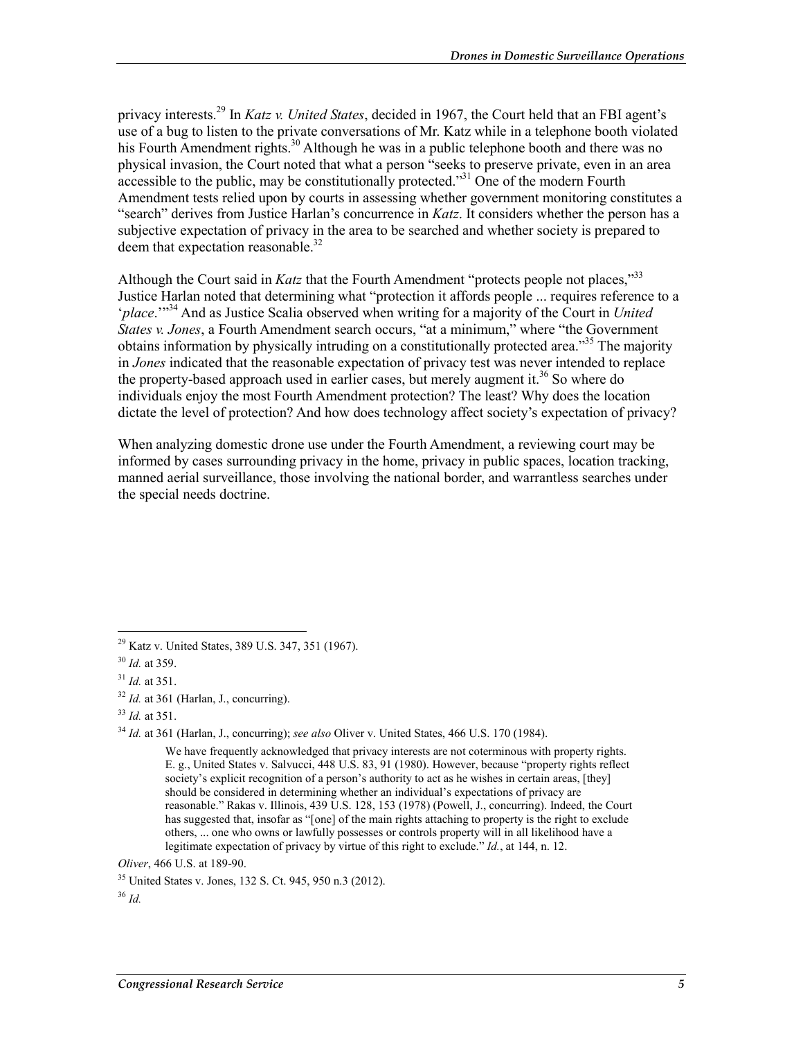privacy interests.[29] In *Katz v. United States*, decided in 1967, the Court held that an FBI agent's use of a bug to listen to the private conversations of Mr. Katz while in a telephone booth violated his Fourth Amendment rights.[30] Although he was in a public telephone booth and there was no physical invasion, the Court noted that what a person "seeks to preserve private, even in an area accessible to the public, may be constitutionally protected."[31] One of the modern Fourth Amendment tests relied upon by courts in assessing whether government monitoring constitutes a "search" derives from Justice Harlan's concurrence in *Katz*. It considers whether the person has a subjective expectation of privacy in the area to be searched and whether society is prepared to deem that expectation reasonable.[32]

Although the Court said in *Katz* that the Fourth Amendment "protects people not places,"[33] Justice Harlan noted that determining what "protection it affords people ... requires reference to a '*place*.'"[34] And as Justice Scalia observed when writing for a majority of the Court in *United States v. Jones*, a Fourth Amendment search occurs, "at a minimum," where "the Government obtains information by physically intruding on a constitutionally protected area."[35] The majority in *Jones* indicated that the reasonable expectation of privacy test was never intended to replace the property-based approach used in earlier cases, but merely augment it.[36] So where do individuals enjoy the most Fourth Amendment protection? The least? Why does the location dictate the level of protection? And how does technology affect society's expectation of privacy?

When analyzing domestic drone use under the Fourth Amendment, a reviewing court may be informed by cases surrounding privacy in the home, privacy in public spaces, location tracking, manned aerial surveillance, those involving the national border, and warrantless searches under the special needs doctrine.

---

[29] Katz v. United States, 389 U.S. 347, 351 (1967).

[30] *Id.* at 359.

[31] *Id.* at 351.

[32] *Id.* at 361 (Harlan, J., concurring).

[33] *Id.* at 351.

[34] *Id.* at 361 (Harlan, J., concurring); *see also* Oliver v. United States, 466 U.S. 170 (1984).

> We have frequently acknowledged that privacy interests are not coterminous with property rights. E. g., United States v. Salvucci, 448 U.S. 83, 91 (1980). However, because "property rights reflect society's explicit recognition of a person's authority to act as he wishes in certain areas, [they] should be considered in determining whether an individual's expectations of privacy are reasonable." Rakas v. Illinois, 439 U.S. 128, 153 (1978) (Powell, J., concurring). Indeed, the Court has suggested that, insofar as "[one] of the main rights attaching to property is the right to exclude others, ... one who owns or lawfully possesses or controls property will in all likelihood have a legitimate expectation of privacy by virtue of this right to exclude." *Id.*, at 144, n. 12.

*Oliver*, 466 U.S. at 189-90.

[35] United States v. Jones, 132 S. Ct. 945, 950 n.3 (2012).

[36] *Id.*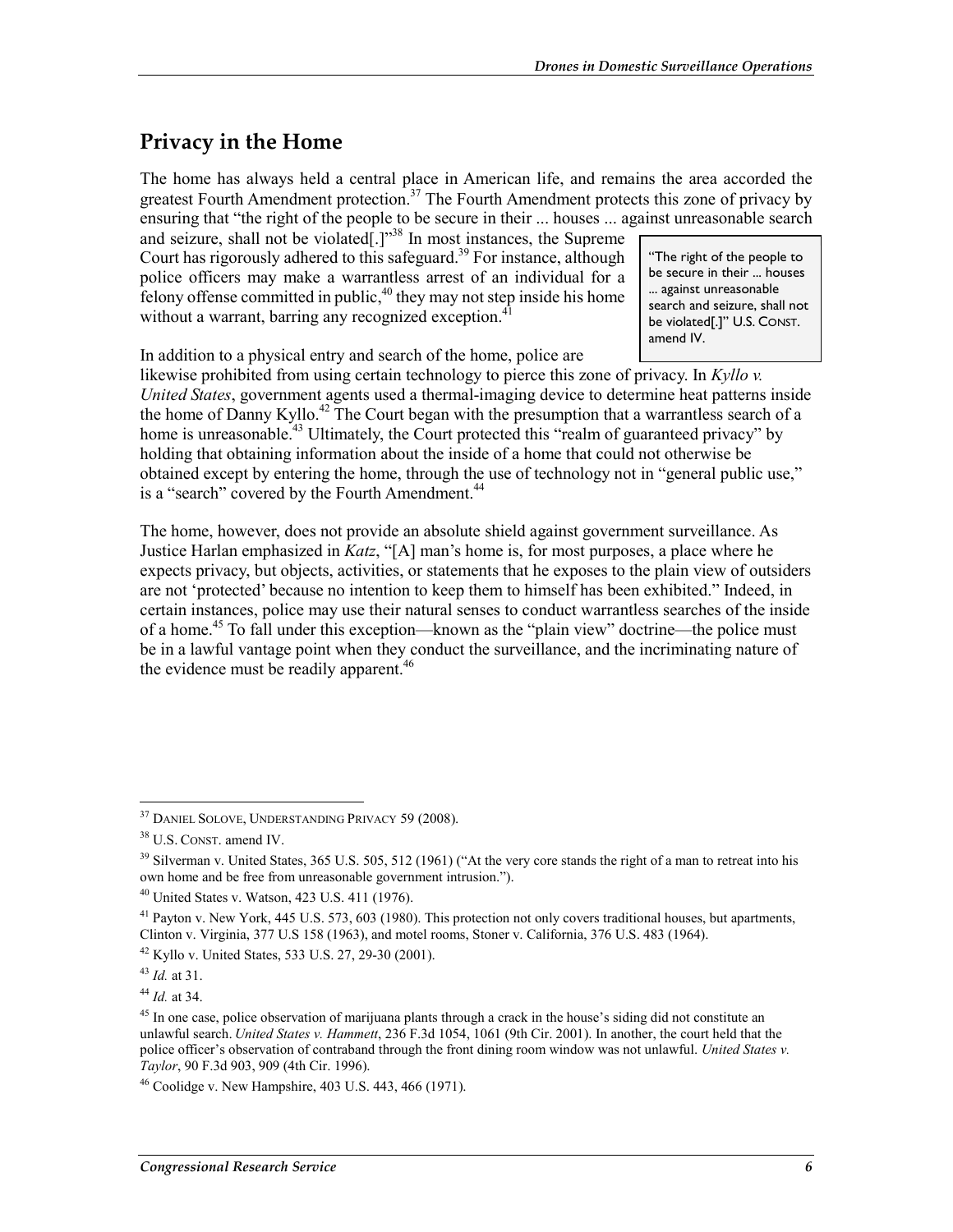## Privacy in the Home

The home has always held a central place in American life, and remains the area accorded the greatest Fourth Amendment protection.[37] The Fourth Amendment protects this zone of privacy by ensuring that "the right of the people to be secure in their ... houses ... against unreasonable search and seizure, shall not be violated[.]"[38] In most instances, the Supreme Court has rigorously adhered to this safeguard.[39] For instance, although police officers may make a warrantless arrest of an individual for a felony offense committed in public,[40] they may not step inside his home without a warrant, barring any recognized exception.[41]

> "The right of the people to be secure in their ... houses ... against unreasonable search and seizure, shall not be violated[.]" U.S. CONST. amend IV.

In addition to a physical entry and search of the home, police are likewise prohibited from using certain technology to pierce this zone of privacy. In *Kyllo v. United States*, government agents used a thermal-imaging device to determine heat patterns inside the home of Danny Kyllo.[42] The Court began with the presumption that a warrantless search of a home is unreasonable.[43] Ultimately, the Court protected this "realm of guaranteed privacy" by holding that obtaining information about the inside of a home that could not otherwise be obtained except by entering the home, through the use of technology not in "general public use," is a "search" covered by the Fourth Amendment.[44]

The home, however, does not provide an absolute shield against government surveillance. As Justice Harlan emphasized in *Katz*, "[A] man's home is, for most purposes, a place where he expects privacy, but objects, activities, or statements that he exposes to the plain view of outsiders are not 'protected' because no intention to keep them to himself has been exhibited." Indeed, in certain instances, police may use their natural senses to conduct warrantless searches of the inside of a home.[45] To fall under this exception—known as the "plain view" doctrine—the police must be in a lawful vantage point when they conduct the surveillance, and the incriminating nature of the evidence must be readily apparent.[46]

---

[37] DANIEL SOLOVE, UNDERSTANDING PRIVACY 59 (2008).

[38] U.S. CONST. amend IV.

[39] Silverman v. United States, 365 U.S. 505, 512 (1961) ("At the very core stands the right of a man to retreat into his own home and be free from unreasonable government intrusion.").

[40] United States v. Watson, 423 U.S. 411 (1976).

[41] Payton v. New York, 445 U.S. 573, 603 (1980). This protection not only covers traditional houses, but apartments, Clinton v. Virginia, 377 U.S 158 (1963), and motel rooms, Stoner v. California, 376 U.S. 483 (1964).

[42] Kyllo v. United States, 533 U.S. 27, 29-30 (2001).

[43] *Id.* at 31.

[44] *Id.* at 34.

[45] In one case, police observation of marijuana plants through a crack in the house's siding did not constitute an unlawful search. *United States v. Hammett*, 236 F.3d 1054, 1061 (9th Cir. 2001). In another, the court held that the police officer's observation of contraband through the front dining room window was not unlawful. *United States v. Taylor*, 90 F.3d 903, 909 (4th Cir. 1996).

[46] Coolidge v. New Hampshire, 403 U.S. 443, 466 (1971).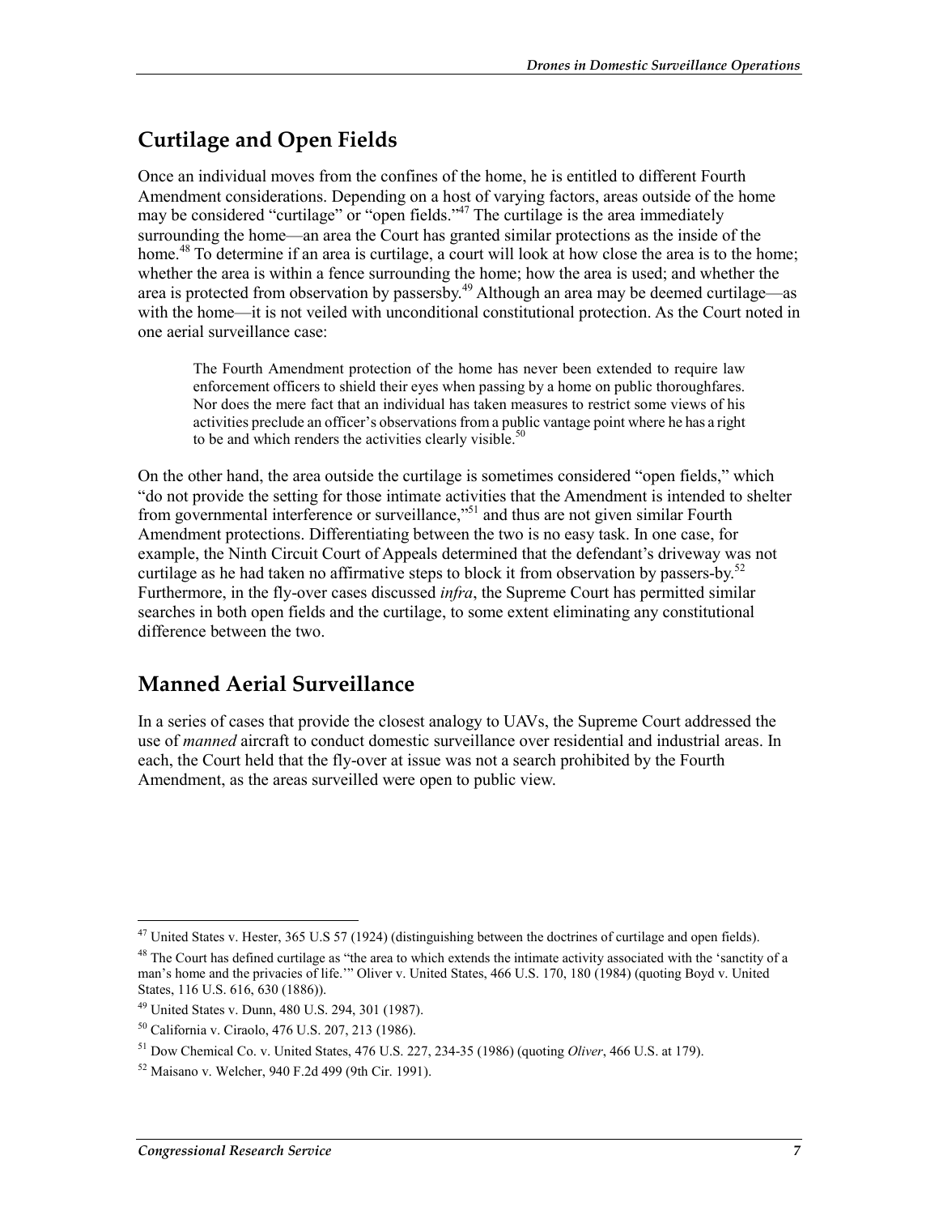## Curtilage and Open Fields

Once an individual moves from the confines of the home, he is entitled to different Fourth Amendment considerations. Depending on a host of varying factors, areas outside of the home may be considered "curtilage" or "open fields."[47] The curtilage is the area immediately surrounding the home—an area the Court has granted similar protections as the inside of the home.[48] To determine if an area is curtilage, a court will look at how close the area is to the home; whether the area is within a fence surrounding the home; how the area is used; and whether the area is protected from observation by passersby.[49] Although an area may be deemed curtilage—as with the home—it is not veiled with unconditional constitutional protection. As the Court noted in one aerial surveillance case:

> The Fourth Amendment protection of the home has never been extended to require law enforcement officers to shield their eyes when passing by a home on public thoroughfares. Nor does the mere fact that an individual has taken measures to restrict some views of his activities preclude an officer's observations from a public vantage point where he has a right to be and which renders the activities clearly visible.[50]

On the other hand, the area outside the curtilage is sometimes considered "open fields," which "do not provide the setting for those intimate activities that the Amendment is intended to shelter from governmental interference or surveillance,"[51] and thus are not given similar Fourth Amendment protections. Differentiating between the two is no easy task. In one case, for example, the Ninth Circuit Court of Appeals determined that the defendant's driveway was not curtilage as he had taken no affirmative steps to block it from observation by passers-by.[52] Furthermore, in the fly-over cases discussed *infra*, the Supreme Court has permitted similar searches in both open fields and the curtilage, to some extent eliminating any constitutional difference between the two.

## Manned Aerial Surveillance

In a series of cases that provide the closest analogy to UAVs, the Supreme Court addressed the use of *manned* aircraft to conduct domestic surveillance over residential and industrial areas. In each, the Court held that the fly-over at issue was not a search prohibited by the Fourth Amendment, as the areas surveilled were open to public view.

---

[47] United States v. Hester, 365 U.S 57 (1924) (distinguishing between the doctrines of curtilage and open fields).

[48] The Court has defined curtilage as "the area to which extends the intimate activity associated with the 'sanctity of a man's home and the privacies of life.'" Oliver v. United States, 466 U.S. 170, 180 (1984) (quoting Boyd v. United States, 116 U.S. 616, 630 (1886)).

[49] United States v. Dunn, 480 U.S. 294, 301 (1987).

[50] California v. Ciraolo, 476 U.S. 207, 213 (1986).

[51] Dow Chemical Co. v. United States, 476 U.S. 227, 234-35 (1986) (quoting *Oliver*, 466 U.S. at 179).

[52] Maisano v. Welcher, 940 F.2d 499 (9th Cir. 1991).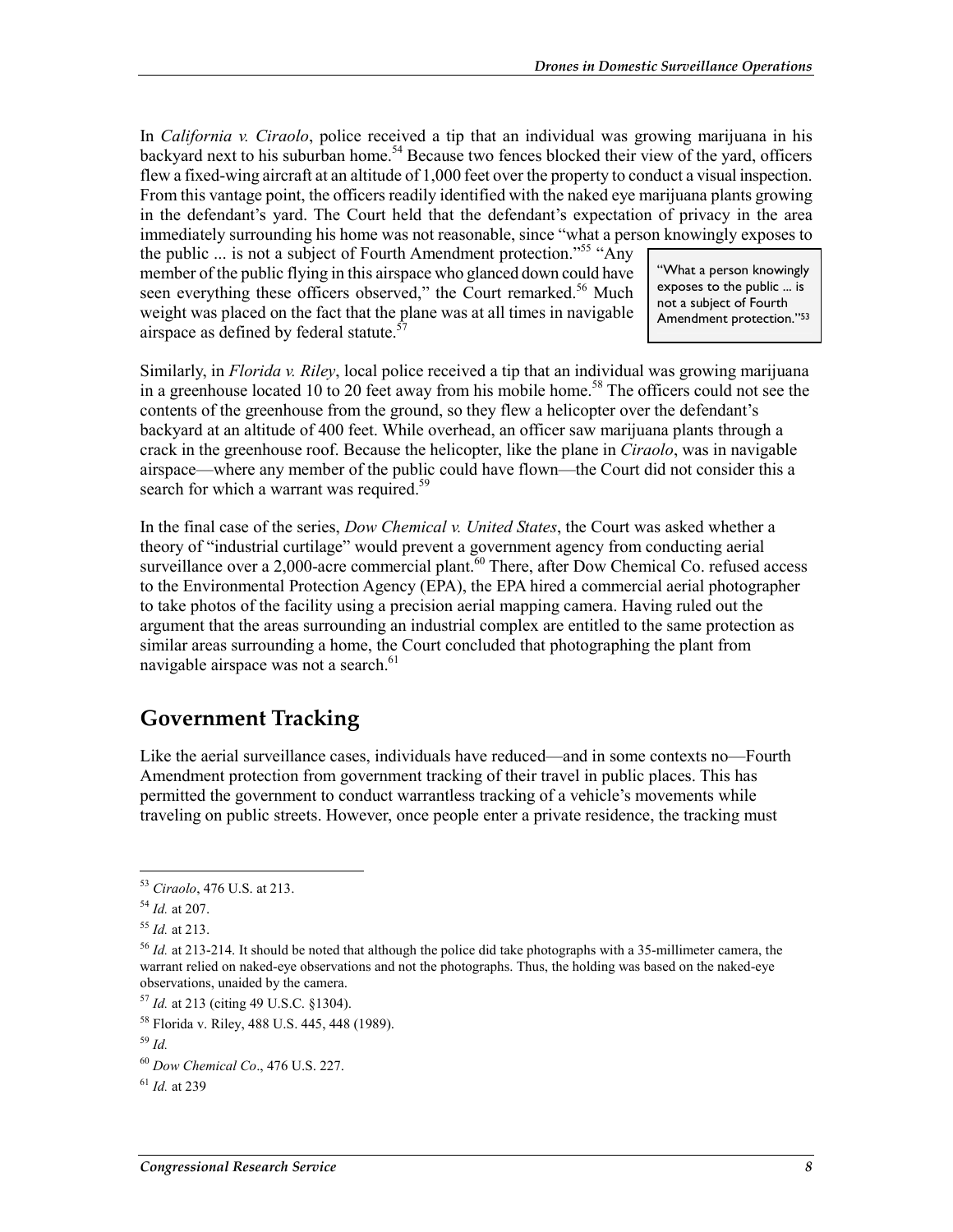In *California v. Ciraolo*, police received a tip that an individual was growing marijuana in his backyard next to his suburban home.[54] Because two fences blocked their view of the yard, officers flew a fixed-wing aircraft at an altitude of 1,000 feet over the property to conduct a visual inspection. From this vantage point, the officers readily identified with the naked eye marijuana plants growing in the defendant's yard. The Court held that the defendant's expectation of privacy in the area immediately surrounding his home was not reasonable, since "what a person knowingly exposes to the public ... is not a subject of Fourth Amendment protection."[55] "Any member of the public flying in this airspace who glanced down could have seen everything these officers observed," the Court remarked.[56] Much weight was placed on the fact that the plane was at all times in navigable airspace as defined by federal statute.[57]

> "What a person knowingly exposes to the public ... is not a subject of Fourth Amendment protection."[53]

Similarly, in *Florida v. Riley*, local police received a tip that an individual was growing marijuana in a greenhouse located 10 to 20 feet away from his mobile home.[58] The officers could not see the contents of the greenhouse from the ground, so they flew a helicopter over the defendant's backyard at an altitude of 400 feet. While overhead, an officer saw marijuana plants through a crack in the greenhouse roof. Because the helicopter, like the plane in *Ciraolo*, was in navigable airspace—where any member of the public could have flown—the Court did not consider this a search for which a warrant was required.[59]

In the final case of the series, *Dow Chemical v. United States*, the Court was asked whether a theory of "industrial curtilage" would prevent a government agency from conducting aerial surveillance over a 2,000-acre commercial plant.[60] There, after Dow Chemical Co. refused access to the Environmental Protection Agency (EPA), the EPA hired a commercial aerial photographer to take photos of the facility using a precision aerial mapping camera. Having ruled out the argument that the areas surrounding an industrial complex are entitled to the same protection as similar areas surrounding a home, the Court concluded that photographing the plant from navigable airspace was not a search.[61]

## Government Tracking

Like the aerial surveillance cases, individuals have reduced—and in some contexts no—Fourth Amendment protection from government tracking of their travel in public places. This has permitted the government to conduct warrantless tracking of a vehicle's movements while traveling on public streets. However, once people enter a private residence, the tracking must

---

[53] *Ciraolo*, 476 U.S. at 213.

[54] *Id.* at 207.

[55] *Id.* at 213.

[56] *Id.* at 213-214. It should be noted that although the police did take photographs with a 35-millimeter camera, the warrant relied on naked-eye observations and not the photographs. Thus, the holding was based on the naked-eye observations, unaided by the camera.

[57] *Id.* at 213 (citing 49 U.S.C. §1304).

[58] Florida v. Riley, 488 U.S. 445, 448 (1989).

[59] *Id.*

[60] *Dow Chemical Co*., 476 U.S. 227.

[61] *Id.* at 239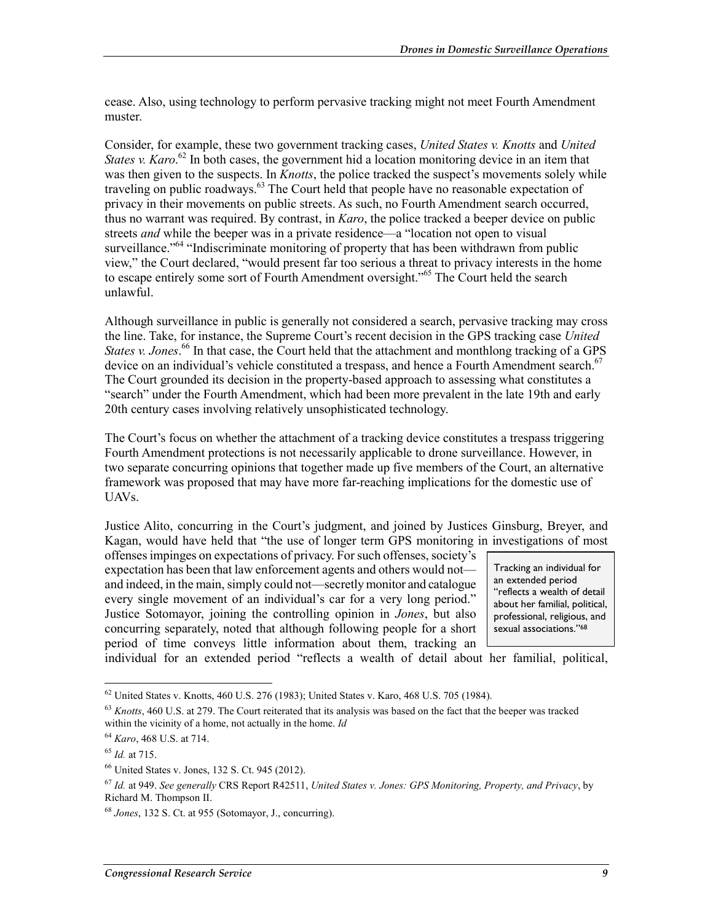cease. Also, using technology to perform pervasive tracking might not meet Fourth Amendment muster.

Consider, for example, these two government tracking cases, *United States v. Knotts* and *United States v. Karo*.[62] In both cases, the government hid a location monitoring device in an item that was then given to the suspects. In *Knotts*, the police tracked the suspect's movements solely while traveling on public roadways.[63] The Court held that people have no reasonable expectation of privacy in their movements on public streets. As such, no Fourth Amendment search occurred, thus no warrant was required. By contrast, in *Karo*, the police tracked a beeper device on public streets *and* while the beeper was in a private residence—a "location not open to visual surveillance."[64] "Indiscriminate monitoring of property that has been withdrawn from public view," the Court declared, "would present far too serious a threat to privacy interests in the home to escape entirely some sort of Fourth Amendment oversight."[65] The Court held the search unlawful.

Although surveillance in public is generally not considered a search, pervasive tracking may cross the line. Take, for instance, the Supreme Court's recent decision in the GPS tracking case *United States v. Jones*.[66] In that case, the Court held that the attachment and monthlong tracking of a GPS device on an individual's vehicle constituted a trespass, and hence a Fourth Amendment search.[67] The Court grounded its decision in the property-based approach to assessing what constitutes a "search" under the Fourth Amendment, which had been more prevalent in the late 19th and early 20th century cases involving relatively unsophisticated technology.

The Court's focus on whether the attachment of a tracking device constitutes a trespass triggering Fourth Amendment protections is not necessarily applicable to drone surveillance. However, in two separate concurring opinions that together made up five members of the Court, an alternative framework was proposed that may have more far-reaching implications for the domestic use of UAVs.

Justice Alito, concurring in the Court's judgment, and joined by Justices Ginsburg, Breyer, and Kagan, would have held that "the use of longer term GPS monitoring in investigations of most offenses impinges on expectations of privacy. For such offenses, society's expectation has been that law enforcement agents and others would not—and indeed, in the main, simply could not—secretly monitor and catalogue every single movement of an individual's car for a very long period." Justice Sotomayor, joining the controlling opinion in *Jones*, but also concurring separately, noted that although following people for a short period of time conveys little information about them, tracking an individual for an extended period "reflects a wealth of detail about her familial, political,

> Tracking an individual for an extended period "reflects a wealth of detail about her familial, political, professional, religious, and sexual associations."[68]

---

[62] United States v. Knotts, 460 U.S. 276 (1983); United States v. Karo, 468 U.S. 705 (1984).

[63] *Knotts*, 460 U.S. at 279. The Court reiterated that its analysis was based on the fact that the beeper was tracked within the vicinity of a home, not actually in the home. *Id*

[64] *Karo*, 468 U.S. at 714.

[65] *Id.* at 715.

[66] United States v. Jones, 132 S. Ct. 945 (2012).

[67] *Id.* at 949. *See generally* CRS Report R42511, *United States v. Jones: GPS Monitoring, Property, and Privacy*, by Richard M. Thompson II.

[68] *Jones*, 132 S. Ct. at 955 (Sotomayor, J., concurring).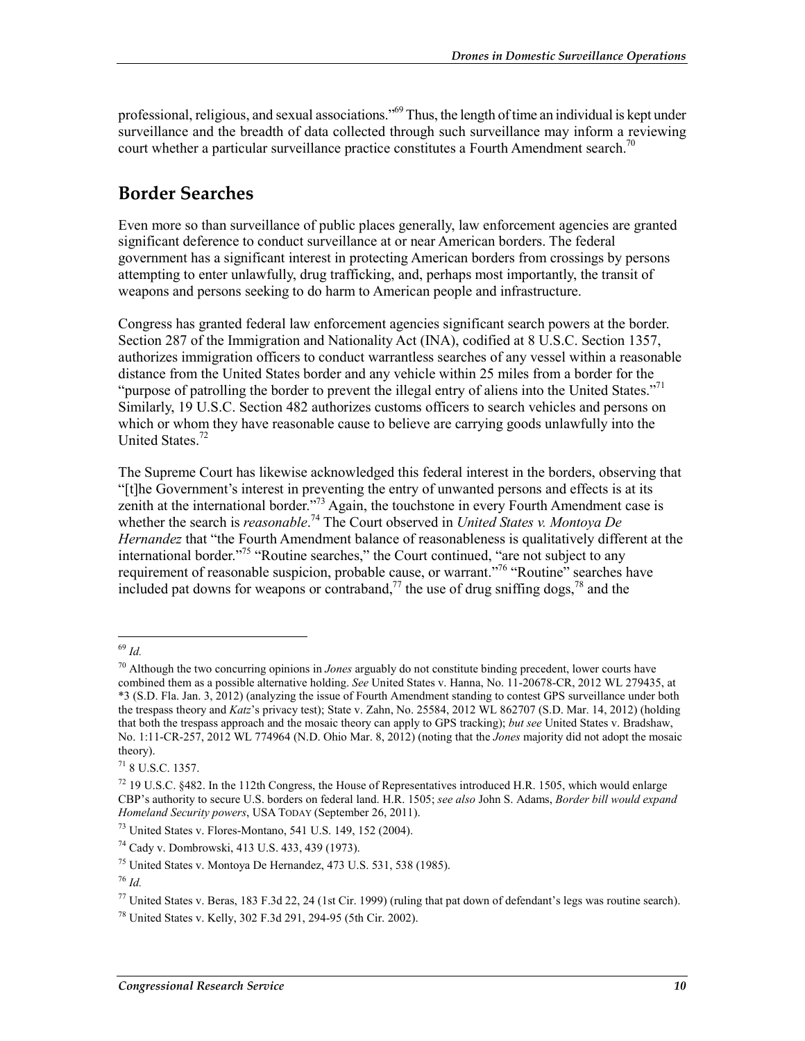professional, religious, and sexual associations."[69] Thus, the length of time an individual is kept under surveillance and the breadth of data collected through such surveillance may inform a reviewing court whether a particular surveillance practice constitutes a Fourth Amendment search.[70]

## Border Searches

Even more so than surveillance of public places generally, law enforcement agencies are granted significant deference to conduct surveillance at or near American borders. The federal government has a significant interest in protecting American borders from crossings by persons attempting to enter unlawfully, drug trafficking, and, perhaps most importantly, the transit of weapons and persons seeking to do harm to American people and infrastructure.

Congress has granted federal law enforcement agencies significant search powers at the border. Section 287 of the Immigration and Nationality Act (INA), codified at 8 U.S.C. Section 1357, authorizes immigration officers to conduct warrantless searches of any vessel within a reasonable distance from the United States border and any vehicle within 25 miles from a border for the "purpose of patrolling the border to prevent the illegal entry of aliens into the United States."[71] Similarly, 19 U.S.C. Section 482 authorizes customs officers to search vehicles and persons on which or whom they have reasonable cause to believe are carrying goods unlawfully into the United States.[72]

The Supreme Court has likewise acknowledged this federal interest in the borders, observing that "[t]he Government's interest in preventing the entry of unwanted persons and effects is at its zenith at the international border."[73] Again, the touchstone in every Fourth Amendment case is whether the search is *reasonable*.[74] The Court observed in *United States v. Montoya De Hernandez* that "the Fourth Amendment balance of reasonableness is qualitatively different at the international border."[75] "Routine searches," the Court continued, "are not subject to any requirement of reasonable suspicion, probable cause, or warrant."[76] "Routine" searches have included pat downs for weapons or contraband,[77] the use of drug sniffing dogs,[78] and the

---

[69] *Id.*

[70] Although the two concurring opinions in *Jones* arguably do not constitute binding precedent, lower courts have combined them as a possible alternative holding. *See* United States v. Hanna, No. 11-20678-CR, 2012 WL 279435, at *3 (S.D. Fla. Jan. 3, 2012) (analyzing the issue of Fourth Amendment standing to contest GPS surveillance under both the trespass theory and *Katz*'s privacy test); State v. Zahn, No. 25584, 2012 WL 862707 (S.D. Mar. 14, 2012) (holding that both the trespass approach and the mosaic theory can apply to GPS tracking); *but see* United States v. Bradshaw, No. 1:11-CR-257, 2012 WL 774964 (N.D. Ohio Mar. 8, 2012) (noting that the *Jones* majority did not adopt the mosaic theory).

[71] 8 U.S.C. 1357.

[72] 19 U.S.C. §482. In the 112th Congress, the House of Representatives introduced H.R. 1505, which would enlarge CBP's authority to secure U.S. borders on federal land. H.R. 1505; *see also* John S. Adams, *Border bill would expand Homeland Security powers*, USA TODAY (September 26, 2011).

[73] United States v. Flores-Montano, 541 U.S. 149, 152 (2004).

[74] Cady v. Dombrowski, 413 U.S. 433, 439 (1973).

[75] United States v. Montoya De Hernandez, 473 U.S. 531, 538 (1985).

[76] *Id.*

[77] United States v. Beras, 183 F.3d 22, 24 (1st Cir. 1999) (ruling that pat down of defendant's legs was routine search).

[78] United States v. Kelly, 302 F.3d 291, 294-95 (5th Cir. 2002).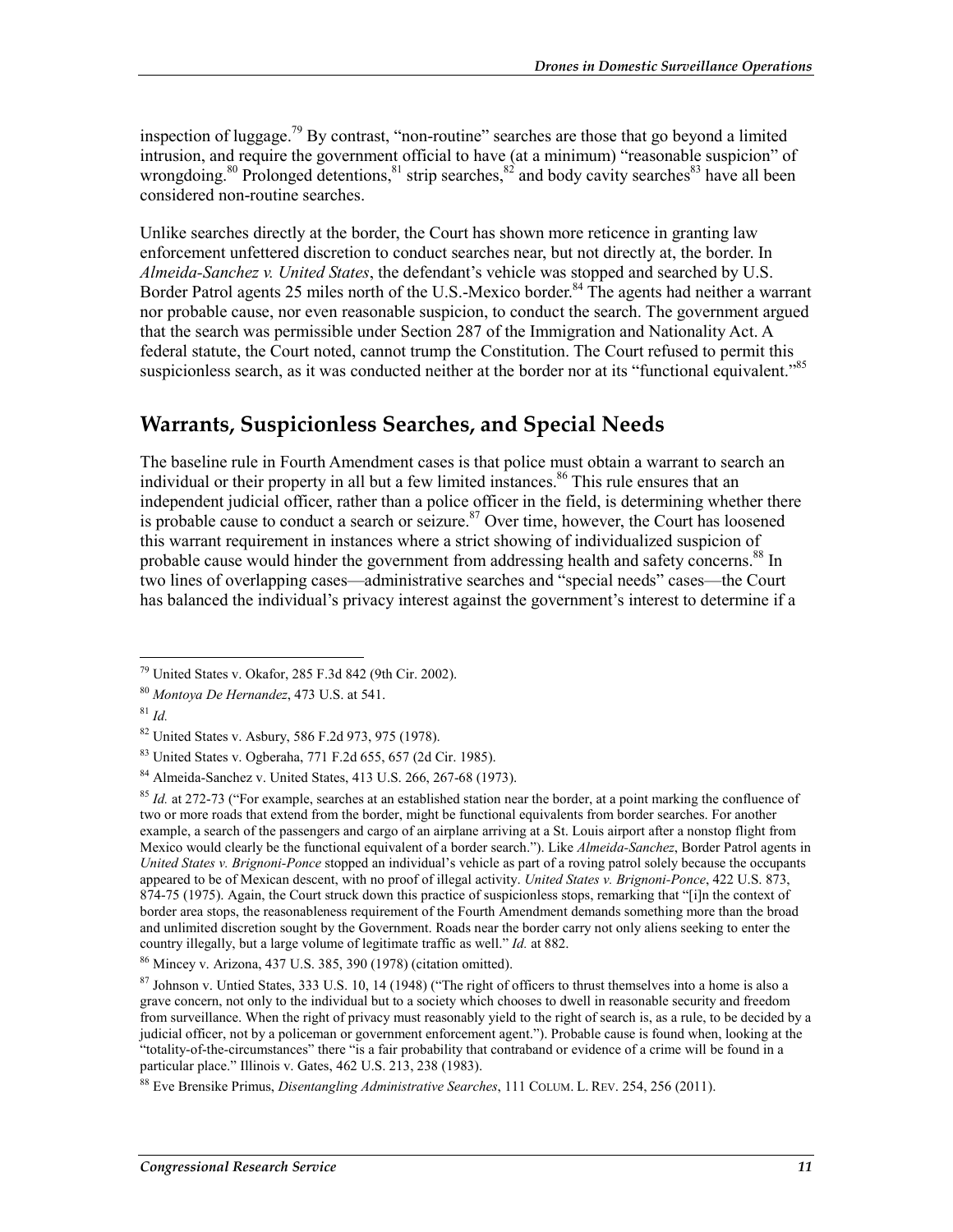inspection of luggage.[79] By contrast, "non-routine" searches are those that go beyond a limited intrusion, and require the government official to have (at a minimum) "reasonable suspicion" of wrongdoing.[80] Prolonged detentions,[81] strip searches,[82] and body cavity searches[83] have all been considered non-routine searches.

Unlike searches directly at the border, the Court has shown more reticence in granting law enforcement unfettered discretion to conduct searches near, but not directly at, the border. In *Almeida-Sanchez v. United States*, the defendant's vehicle was stopped and searched by U.S. Border Patrol agents 25 miles north of the U.S.-Mexico border.[84] The agents had neither a warrant nor probable cause, nor even reasonable suspicion, to conduct the search. The government argued that the search was permissible under Section 287 of the Immigration and Nationality Act. A federal statute, the Court noted, cannot trump the Constitution. The Court refused to permit this suspicionless search, as it was conducted neither at the border nor at its "functional equivalent."[85]

## Warrants, Suspicionless Searches, and Special Needs

The baseline rule in Fourth Amendment cases is that police must obtain a warrant to search an individual or their property in all but a few limited instances.[86] This rule ensures that an independent judicial officer, rather than a police officer in the field, is determining whether there is probable cause to conduct a search or seizure.[87] Over time, however, the Court has loosened this warrant requirement in instances where a strict showing of individualized suspicion of probable cause would hinder the government from addressing health and safety concerns.[88] In two lines of overlapping cases—administrative searches and "special needs" cases—the Court has balanced the individual's privacy interest against the government's interest to determine if a

---

[79] United States v. Okafor, 285 F.3d 842 (9th Cir. 2002).

[80] *Montoya De Hernandez*, 473 U.S. at 541.

[81] *Id.*

[82] United States v. Asbury, 586 F.2d 973, 975 (1978).

[83] United States v. Ogberaha, 771 F.2d 655, 657 (2d Cir. 1985).

[84] Almeida-Sanchez v. United States, 413 U.S. 266, 267-68 (1973).

[85] *Id.* at 272-73 ("For example, searches at an established station near the border, at a point marking the confluence of two or more roads that extend from the border, might be functional equivalents from border searches. For another example, a search of the passengers and cargo of an airplane arriving at a St. Louis airport after a nonstop flight from Mexico would clearly be the functional equivalent of a border search."). Like *Almeida-Sanchez*, Border Patrol agents in *United States v. Brignoni-Ponce* stopped an individual's vehicle as part of a roving patrol solely because the occupants appeared to be of Mexican descent, with no proof of illegal activity. *United States v. Brignoni-Ponce*, 422 U.S. 873, 874-75 (1975). Again, the Court struck down this practice of suspicionless stops, remarking that "[i]n the context of border area stops, the reasonableness requirement of the Fourth Amendment demands something more than the broad and unlimited discretion sought by the Government. Roads near the border carry not only aliens seeking to enter the country illegally, but a large volume of legitimate traffic as well." *Id.* at 882.

[86] Mincey v. Arizona, 437 U.S. 385, 390 (1978) (citation omitted).

[87] Johnson v. Untied States, 333 U.S. 10, 14 (1948) ("The right of officers to thrust themselves into a home is also a grave concern, not only to the individual but to a society which chooses to dwell in reasonable security and freedom from surveillance. When the right of privacy must reasonably yield to the right of search is, as a rule, to be decided by a judicial officer, not by a policeman or government enforcement agent."). Probable cause is found when, looking at the "totality-of-the-circumstances" there "is a fair probability that contraband or evidence of a crime will be found in a particular place." Illinois v. Gates, 462 U.S. 213, 238 (1983).

[88] Eve Brensike Primus, *Disentangling Administrative Searches*, 111 COLUM. L. REV. 254, 256 (2011).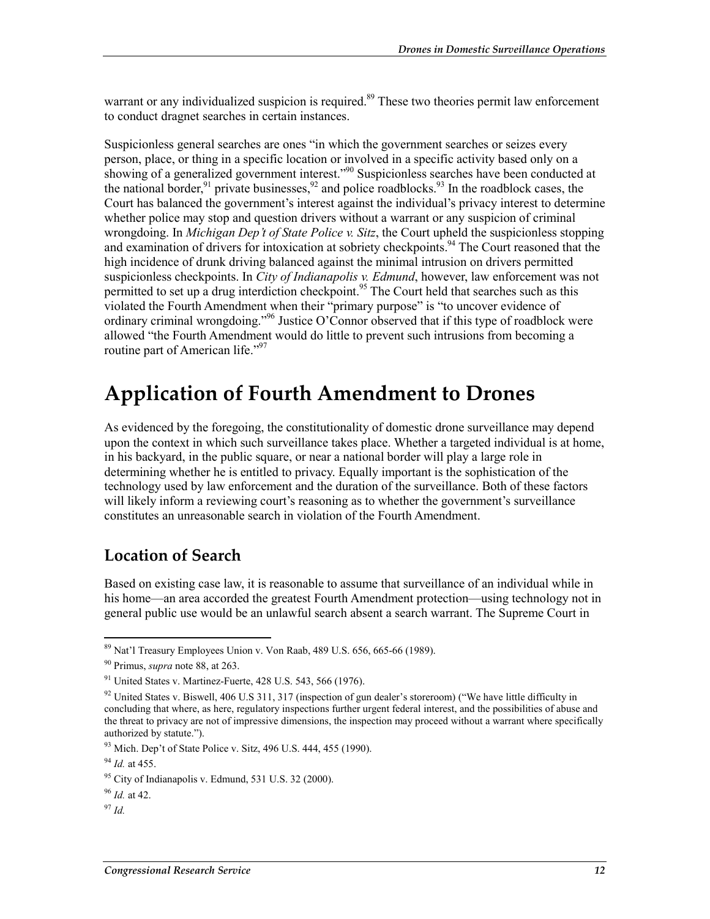warrant or any individualized suspicion is required.[89] These two theories permit law enforcement to conduct dragnet searches in certain instances.

Suspicionless general searches are ones "in which the government searches or seizes every person, place, or thing in a specific location or involved in a specific activity based only on a showing of a generalized government interest."[90] Suspicionless searches have been conducted at the national border,[91] private businesses,[92] and police roadblocks.[93] In the roadblock cases, the Court has balanced the government's interest against the individual's privacy interest to determine whether police may stop and question drivers without a warrant or any suspicion of criminal wrongdoing. In *Michigan Dep't of State Police v. Sitz*, the Court upheld the suspicionless stopping and examination of drivers for intoxication at sobriety checkpoints.[94] The Court reasoned that the high incidence of drunk driving balanced against the minimal intrusion on drivers permitted suspicionless checkpoints. In *City of Indianapolis v. Edmund*, however, law enforcement was not permitted to set up a drug interdiction checkpoint.[95] The Court held that searches such as this violated the Fourth Amendment when their "primary purpose" is "to uncover evidence of ordinary criminal wrongdoing."[96] Justice O'Connor observed that if this type of roadblock were allowed "the Fourth Amendment would do little to prevent such intrusions from becoming a routine part of American life."[97]

# Application of Fourth Amendment to Drones

As evidenced by the foregoing, the constitutionality of domestic drone surveillance may depend upon the context in which such surveillance takes place. Whether a targeted individual is at home, in his backyard, in the public square, or near a national border will play a large role in determining whether he is entitled to privacy. Equally important is the sophistication of the technology used by law enforcement and the duration of the surveillance. Both of these factors will likely inform a reviewing court's reasoning as to whether the government's surveillance constitutes an unreasonable search in violation of the Fourth Amendment.

## Location of Search

Based on existing case law, it is reasonable to assume that surveillance of an individual while in his home—an area accorded the greatest Fourth Amendment protection—using technology not in general public use would be an unlawful search absent a search warrant. The Supreme Court in

---

[89] Nat'l Treasury Employees Union v. Von Raab, 489 U.S. 656, 665-66 (1989).

[90] Primus, *supra* note 88, at 263.

[91] United States v. Martinez-Fuerte, 428 U.S. 543, 566 (1976).

[92] United States v. Biswell, 406 U.S 311, 317 (inspection of gun dealer's storeroom) ("We have little difficulty in concluding that where, as here, regulatory inspections further urgent federal interest, and the possibilities of abuse and the threat to privacy are not of impressive dimensions, the inspection may proceed without a warrant where specifically authorized by statute.").

[93] Mich. Dep't of State Police v. Sitz, 496 U.S. 444, 455 (1990).

[94] *Id.* at 455.

[95] City of Indianapolis v. Edmund, 531 U.S. 32 (2000).

[96] *Id.* at 42.

[97] *Id.*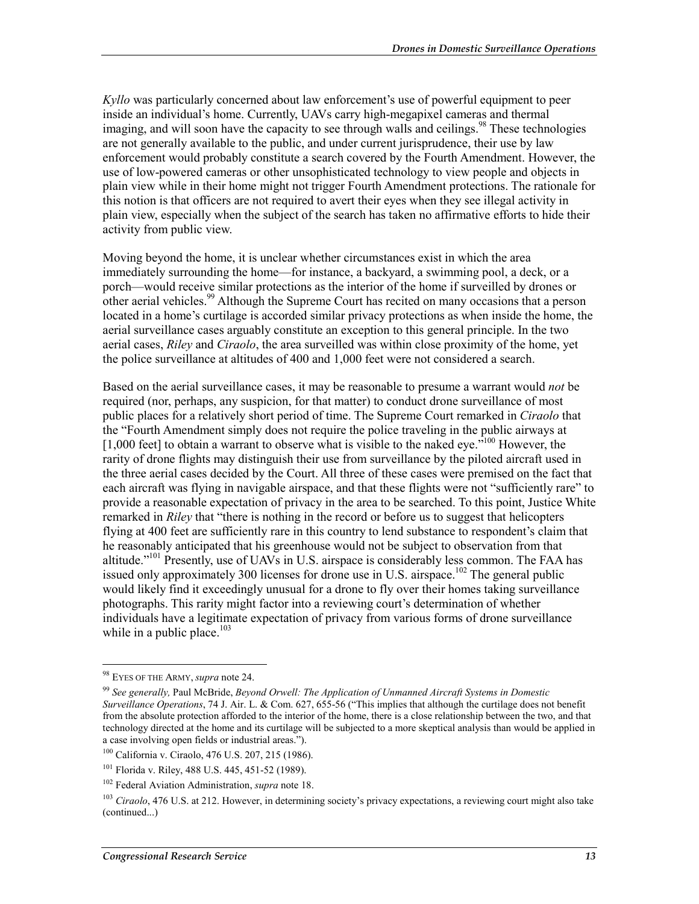*Kyllo* was particularly concerned about law enforcement's use of powerful equipment to peer inside an individual's home. Currently, UAVs carry high-megapixel cameras and thermal imaging, and will soon have the capacity to see through walls and ceilings.[98] These technologies are not generally available to the public, and under current jurisprudence, their use by law enforcement would probably constitute a search covered by the Fourth Amendment. However, the use of low-powered cameras or other unsophisticated technology to view people and objects in plain view while in their home might not trigger Fourth Amendment protections. The rationale for this notion is that officers are not required to avert their eyes when they see illegal activity in plain view, especially when the subject of the search has taken no affirmative efforts to hide their activity from public view.

Moving beyond the home, it is unclear whether circumstances exist in which the area immediately surrounding the home—for instance, a backyard, a swimming pool, a deck, or a porch—would receive similar protections as the interior of the home if surveilled by drones or other aerial vehicles.[99] Although the Supreme Court has recited on many occasions that a person located in a home's curtilage is accorded similar privacy protections as when inside the home, the aerial surveillance cases arguably constitute an exception to this general principle. In the two aerial cases, *Riley* and *Ciraolo*, the area surveilled was within close proximity of the home, yet the police surveillance at altitudes of 400 and 1,000 feet were not considered a search.

Based on the aerial surveillance cases, it may be reasonable to presume a warrant would *not* be required (nor, perhaps, any suspicion, for that matter) to conduct drone surveillance of most public places for a relatively short period of time. The Supreme Court remarked in *Ciraolo* that the "Fourth Amendment simply does not require the police traveling in the public airways at [1,000 feet] to obtain a warrant to observe what is visible to the naked eye."[100] However, the rarity of drone flights may distinguish their use from surveillance by the piloted aircraft used in the three aerial cases decided by the Court. All three of these cases were premised on the fact that each aircraft was flying in navigable airspace, and that these flights were not "sufficiently rare" to provide a reasonable expectation of privacy in the area to be searched. To this point, Justice White remarked in *Riley* that "there is nothing in the record or before us to suggest that helicopters flying at 400 feet are sufficiently rare in this country to lend substance to respondent's claim that he reasonably anticipated that his greenhouse would not be subject to observation from that altitude."[101] Presently, use of UAVs in U.S. airspace is considerably less common. The FAA has issued only approximately 300 licenses for drone use in U.S. airspace.[102] The general public would likely find it exceedingly unusual for a drone to fly over their homes taking surveillance photographs. This rarity might factor into a reviewing court's determination of whether individuals have a legitimate expectation of privacy from various forms of drone surveillance while in a public place.[103]

---

[98] EYES OF THE ARMY, *supra* note 24.

[99] *See generally,* Paul McBride, *Beyond Orwell: The Application of Unmanned Aircraft Systems in Domestic Surveillance Operations*, 74 J. Air. L. & Com. 627, 655-56 ("This implies that although the curtilage does not benefit from the absolute protection afforded to the interior of the home, there is a close relationship between the two, and that technology directed at the home and its curtilage will be subjected to a more skeptical analysis than would be applied in a case involving open fields or industrial areas.").

[100] California v. Ciraolo, 476 U.S. 207, 215 (1986).

[101] Florida v. Riley, 488 U.S. 445, 451-52 (1989).

[102] Federal Aviation Administration, *supra* note 18.

[103] *Ciraolo*, 476 U.S. at 212. However, in determining society's privacy expectations, a reviewing court might also take (continued...)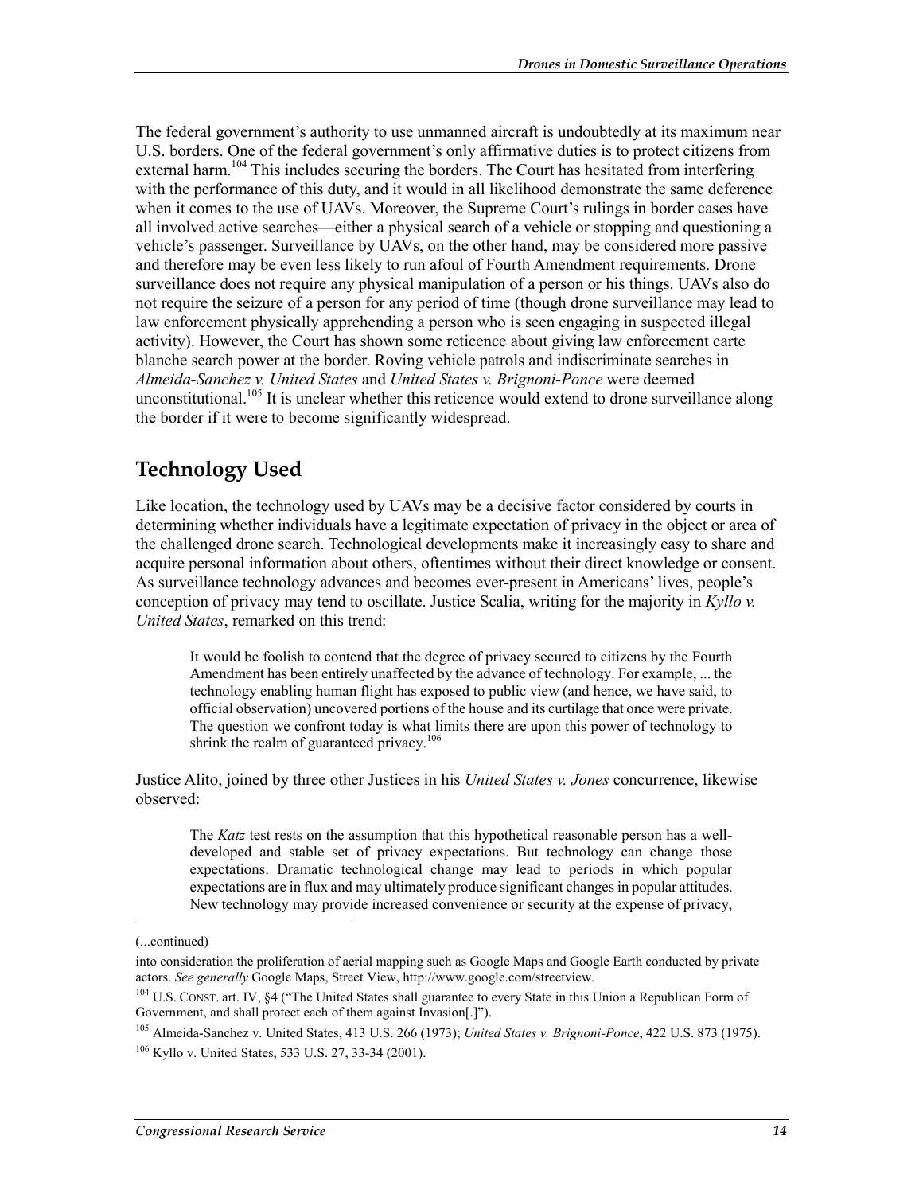The federal government's authority to use unmanned aircraft is undoubtedly at its maximum near U.S. borders. One of the federal government's only affirmative duties is to protect citizens from external harm.[104] This includes securing the borders. The Court has hesitated from interfering with the performance of this duty, and it would in all likelihood demonstrate the same deference when it comes to the use of UAVs. Moreover, the Supreme Court's rulings in border cases have all involved active searches—either a physical search of a vehicle or stopping and questioning a vehicle's passenger. Surveillance by UAVs, on the other hand, may be considered more passive and therefore may be even less likely to run afoul of Fourth Amendment requirements. Drone surveillance does not require any physical manipulation of a person or his things. UAVs also do not require the seizure of a person for any period of time (though drone surveillance may lead to law enforcement physically apprehending a person who is seen engaging in suspected illegal activity). However, the Court has shown some reticence about giving law enforcement carte blanche search power at the border. Roving vehicle patrols and indiscriminate searches in *Almeida-Sanchez v. United States* and *United States v. Brignoni-Ponce* were deemed unconstitutional.[105] It is unclear whether this reticence would extend to drone surveillance along the border if it were to become significantly widespread.

## Technology Used

Like location, the technology used by UAVs may be a decisive factor considered by courts in determining whether individuals have a legitimate expectation of privacy in the object or area of the challenged drone search. Technological developments make it increasingly easy to share and acquire personal information about others, oftentimes without their direct knowledge or consent. As surveillance technology advances and becomes ever-present in Americans' lives, people's conception of privacy may tend to oscillate. Justice Scalia, writing for the majority in *Kyllo v. United States*, remarked on this trend:

> It would be foolish to contend that the degree of privacy secured to citizens by the Fourth Amendment has been entirely unaffected by the advance of technology. For example, ... the technology enabling human flight has exposed to public view (and hence, we have said, to official observation) uncovered portions of the house and its curtilage that once were private. The question we confront today is what limits there are upon this power of technology to shrink the realm of guaranteed privacy.[106]

Justice Alito, joined by three other Justices in his *United States v. Jones* concurrence, likewise observed:

> The *Katz* test rests on the assumption that this hypothetical reasonable person has a well-developed and stable set of privacy expectations. But technology can change those expectations. Dramatic technological change may lead to periods in which popular expectations are in flux and may ultimately produce significant changes in popular attitudes. New technology may provide increased convenience or security at the expense of privacy,

---

(...continued)

into consideration the proliferation of aerial mapping such as Google Maps and Google Earth conducted by private actors. *See generally* Google Maps, Street View, http://www.google.com/streetview.

[104] U.S. CONST. art. IV, §4 ("The United States shall guarantee to every State in this Union a Republican Form of Government, and shall protect each of them against Invasion[.]").

[105] Almeida-Sanchez v. United States, 413 U.S. 266 (1973); *United States v. Brignoni-Ponce*, 422 U.S. 873 (1975).

[106] Kyllo v. United States, 533 U.S. 27, 33-34 (2001).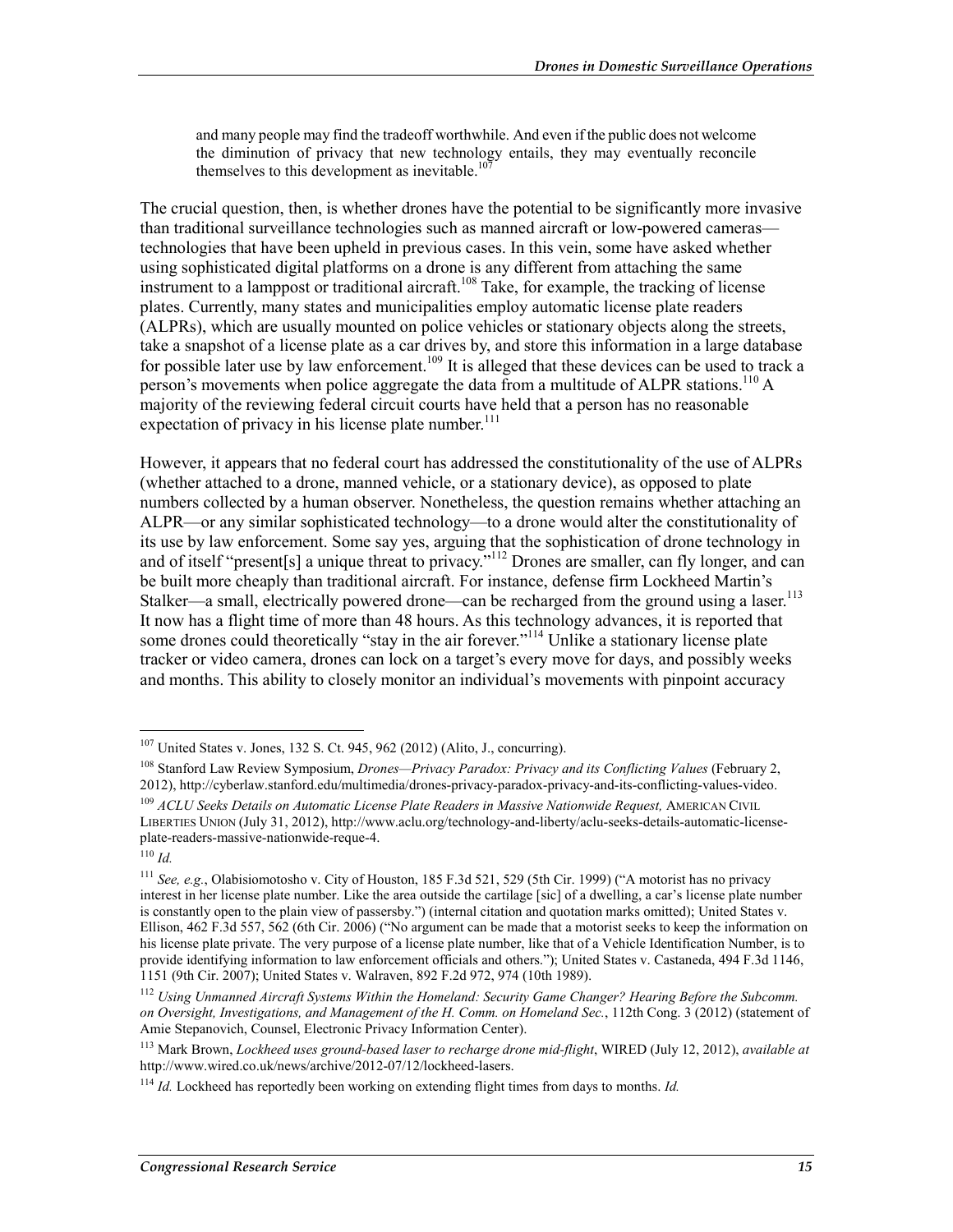and many people may find the tradeoff worthwhile. And even if the public does not welcome the diminution of privacy that new technology entails, they may eventually reconcile themselves to this development as inevitable.[107]

The crucial question, then, is whether drones have the potential to be significantly more invasive than traditional surveillance technologies such as manned aircraft or low-powered cameras—technologies that have been upheld in previous cases. In this vein, some have asked whether using sophisticated digital platforms on a drone is any different from attaching the same instrument to a lamppost or traditional aircraft.[108] Take, for example, the tracking of license plates. Currently, many states and municipalities employ automatic license plate readers (ALPRs), which are usually mounted on police vehicles or stationary objects along the streets, take a snapshot of a license plate as a car drives by, and store this information in a large database for possible later use by law enforcement.[109] It is alleged that these devices can be used to track a person's movements when police aggregate the data from a multitude of ALPR stations.[110] A majority of the reviewing federal circuit courts have held that a person has no reasonable expectation of privacy in his license plate number.[111]

However, it appears that no federal court has addressed the constitutionality of the use of ALPRs (whether attached to a drone, manned vehicle, or a stationary device), as opposed to plate numbers collected by a human observer. Nonetheless, the question remains whether attaching an ALPR—or any similar sophisticated technology—to a drone would alter the constitutionality of its use by law enforcement. Some say yes, arguing that the sophistication of drone technology in and of itself "present[s] a unique threat to privacy."[112] Drones are smaller, can fly longer, and can be built more cheaply than traditional aircraft. For instance, defense firm Lockheed Martin's Stalker—a small, electrically powered drone—can be recharged from the ground using a laser.[113] It now has a flight time of more than 48 hours. As this technology advances, it is reported that some drones could theoretically "stay in the air forever."[114] Unlike a stationary license plate tracker or video camera, drones can lock on a target's every move for days, and possibly weeks and months. This ability to closely monitor an individual's movements with pinpoint accuracy

---

[107] United States v. Jones, 132 S. Ct. 945, 962 (2012) (Alito, J., concurring).

[108] Stanford Law Review Symposium, *Drones—Privacy Paradox: Privacy and its Conflicting Values* (February 2, 2012), http://cyberlaw.stanford.edu/multimedia/drones-privacy-paradox-privacy-and-its-conflicting-values-video.

[109] *ACLU Seeks Details on Automatic License Plate Readers in Massive Nationwide Request,* AMERICAN CIVIL LIBERTIES UNION (July 31, 2012), http://www.aclu.org/technology-and-liberty/aclu-seeks-details-automatic-license-plate-readers-massive-nationwide-reque-4.

[110] *Id.*

[111] *See, e.g.*, Olabisiomotosho v. City of Houston, 185 F.3d 521, 529 (5th Cir. 1999) ("A motorist has no privacy interest in her license plate number. Like the area outside the cartilage [sic] of a dwelling, a car's license plate number is constantly open to the plain view of passersby.") (internal citation and quotation marks omitted); United States v. Ellison, 462 F.3d 557, 562 (6th Cir. 2006) ("No argument can be made that a motorist seeks to keep the information on his license plate private. The very purpose of a license plate number, like that of a Vehicle Identification Number, is to provide identifying information to law enforcement officials and others."); United States v. Castaneda, 494 F.3d 1146, 1151 (9th Cir. 2007); United States v. Walraven, 892 F.2d 972, 974 (10th 1989).

[112] *Using Unmanned Aircraft Systems Within the Homeland: Security Game Changer? Hearing Before the Subcomm. on Oversight, Investigations, and Management of the H. Comm. on Homeland Sec.*, 112th Cong. 3 (2012) (statement of Amie Stepanovich, Counsel, Electronic Privacy Information Center).

[113] Mark Brown, *Lockheed uses ground-based laser to recharge drone mid-flight*, WIRED (July 12, 2012), *available at* http://www.wired.co.uk/news/archive/2012-07/12/lockheed-lasers.

[114] *Id.* Lockheed has reportedly been working on extending flight times from days to months. *Id.*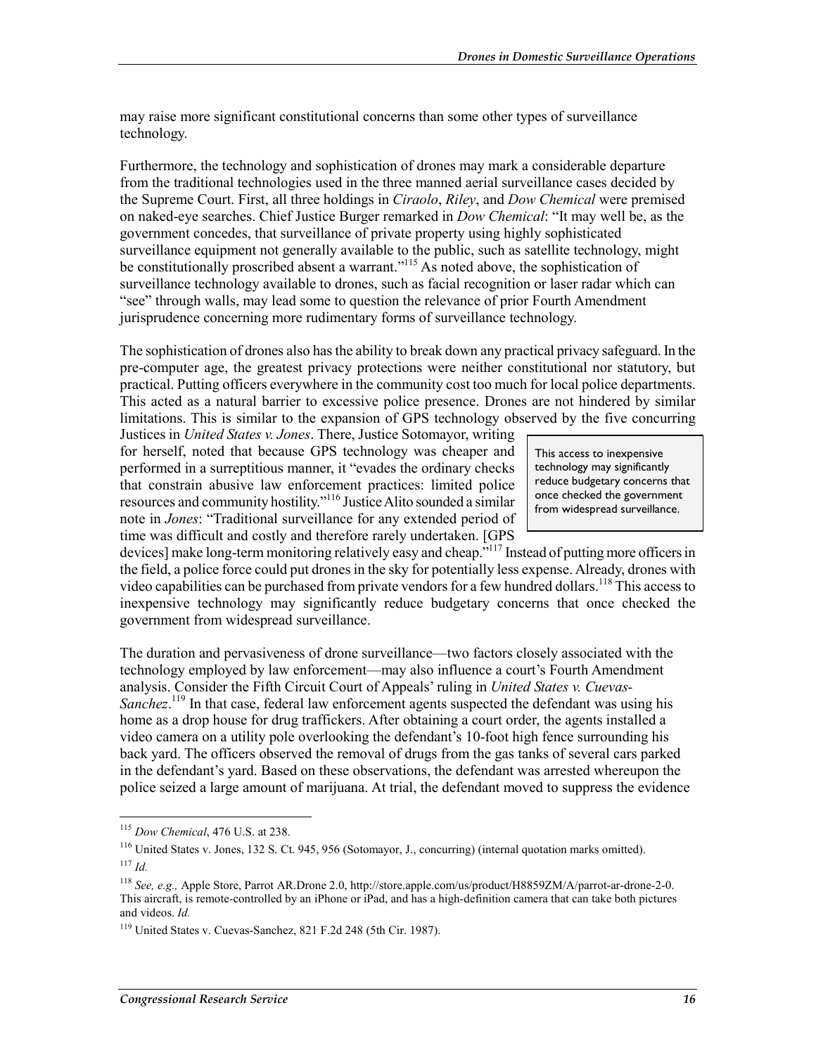may raise more significant constitutional concerns than some other types of surveillance technology.

Furthermore, the technology and sophistication of drones may mark a considerable departure from the traditional technologies used in the three manned aerial surveillance cases decided by the Supreme Court. First, all three holdings in *Ciraolo*, *Riley*, and *Dow Chemical* were premised on naked-eye searches. Chief Justice Burger remarked in *Dow Chemical*: "It may well be, as the government concedes, that surveillance of private property using highly sophisticated surveillance equipment not generally available to the public, such as satellite technology, might be constitutionally proscribed absent a warrant."[115] As noted above, the sophistication of surveillance technology available to drones, such as facial recognition or laser radar which can "see" through walls, may lead some to question the relevance of prior Fourth Amendment jurisprudence concerning more rudimentary forms of surveillance technology.

The sophistication of drones also has the ability to break down any practical privacy safeguard. In the pre-computer age, the greatest privacy protections were neither constitutional nor statutory, but practical. Putting officers everywhere in the community cost too much for local police departments. This acted as a natural barrier to excessive police presence. Drones are not hindered by similar limitations. This is similar to the expansion of GPS technology observed by the five concurring Justices in *United States v. Jones*. There, Justice Sotomayor, writing for herself, noted that because GPS technology was cheaper and performed in a surreptitious manner, it "evades the ordinary checks that constrain abusive law enforcement practices: limited police resources and community hostility."[116] Justice Alito sounded a similar note in *Jones*: "Traditional surveillance for any extended period of time was difficult and costly and therefore rarely undertaken. [GPS devices] make long-term monitoring relatively easy and cheap."[117] Instead of putting more officers in the field, a police force could put drones in the sky for potentially less expense. Already, drones with video capabilities can be purchased from private vendors for a few hundred dollars.[118] This access to inexpensive technology may significantly reduce budgetary concerns that once checked the government from widespread surveillance.

> This access to inexpensive technology may significantly reduce budgetary concerns that once checked the government from widespread surveillance.

The duration and pervasiveness of drone surveillance—two factors closely associated with the technology employed by law enforcement—may also influence a court's Fourth Amendment analysis. Consider the Fifth Circuit Court of Appeals' ruling in *United States v. Cuevas-Sanchez*.[119] In that case, federal law enforcement agents suspected the defendant was using his home as a drop house for drug traffickers. After obtaining a court order, the agents installed a video camera on a utility pole overlooking the defendant's 10-foot high fence surrounding his back yard. The officers observed the removal of drugs from the gas tanks of several cars parked in the defendant's yard. Based on these observations, the defendant was arrested whereupon the police seized a large amount of marijuana. At trial, the defendant moved to suppress the evidence

---

[115] *Dow Chemical*, 476 U.S. at 238.

[116] United States v. Jones, 132 S. Ct. 945, 956 (Sotomayor, J., concurring) (internal quotation marks omitted).

[117] *Id.*

[118] *See, e.g.,* Apple Store, Parrot AR.Drone 2.0, http://store.apple.com/us/product/H8859ZM/A/parrot-ar-drone-2-0. This aircraft, is remote-controlled by an iPhone or iPad, and has a high-definition camera that can take both pictures and videos. *Id.*

[119] United States v. Cuevas-Sanchez, 821 F.2d 248 (5th Cir. 1987).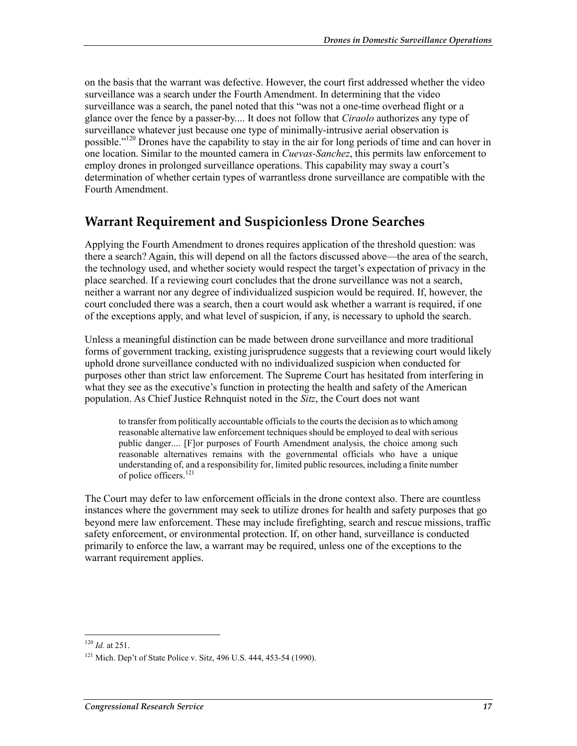on the basis that the warrant was defective. However, the court first addressed whether the video surveillance was a search under the Fourth Amendment. In determining that the video surveillance was a search, the panel noted that this "was not a one-time overhead flight or a glance over the fence by a passer-by.... It does not follow that *Ciraolo* authorizes any type of surveillance whatever just because one type of minimally-intrusive aerial observation is possible."[120] Drones have the capability to stay in the air for long periods of time and can hover in one location. Similar to the mounted camera in *Cuevas-Sanchez*, this permits law enforcement to employ drones in prolonged surveillance operations. This capability may sway a court's determination of whether certain types of warrantless drone surveillance are compatible with the Fourth Amendment.

## Warrant Requirement and Suspicionless Drone Searches

Applying the Fourth Amendment to drones requires application of the threshold question: was there a search? Again, this will depend on all the factors discussed above—the area of the search, the technology used, and whether society would respect the target's expectation of privacy in the place searched. If a reviewing court concludes that the drone surveillance was not a search, neither a warrant nor any degree of individualized suspicion would be required. If, however, the court concluded there was a search, then a court would ask whether a warrant is required, if one of the exceptions apply, and what level of suspicion, if any, is necessary to uphold the search.

Unless a meaningful distinction can be made between drone surveillance and more traditional forms of government tracking, existing jurisprudence suggests that a reviewing court would likely uphold drone surveillance conducted with no individualized suspicion when conducted for purposes other than strict law enforcement. The Supreme Court has hesitated from interfering in what they see as the executive's function in protecting the health and safety of the American population. As Chief Justice Rehnquist noted in the *Sitz*, the Court does not want

> to transfer from politically accountable officials to the courts the decision as to which among reasonable alternative law enforcement techniques should be employed to deal with serious public danger.... [F]or purposes of Fourth Amendment analysis, the choice among such reasonable alternatives remains with the governmental officials who have a unique understanding of, and a responsibility for, limited public resources, including a finite number of police officers.[121]

The Court may defer to law enforcement officials in the drone context also. There are countless instances where the government may seek to utilize drones for health and safety purposes that go beyond mere law enforcement. These may include firefighting, search and rescue missions, traffic safety enforcement, or environmental protection. If, on other hand, surveillance is conducted primarily to enforce the law, a warrant may be required, unless one of the exceptions to the warrant requirement applies.

---

[120] *Id.* at 251.

[121] Mich. Dep't of State Police v. Sitz, 496 U.S. 444, 453-54 (1990).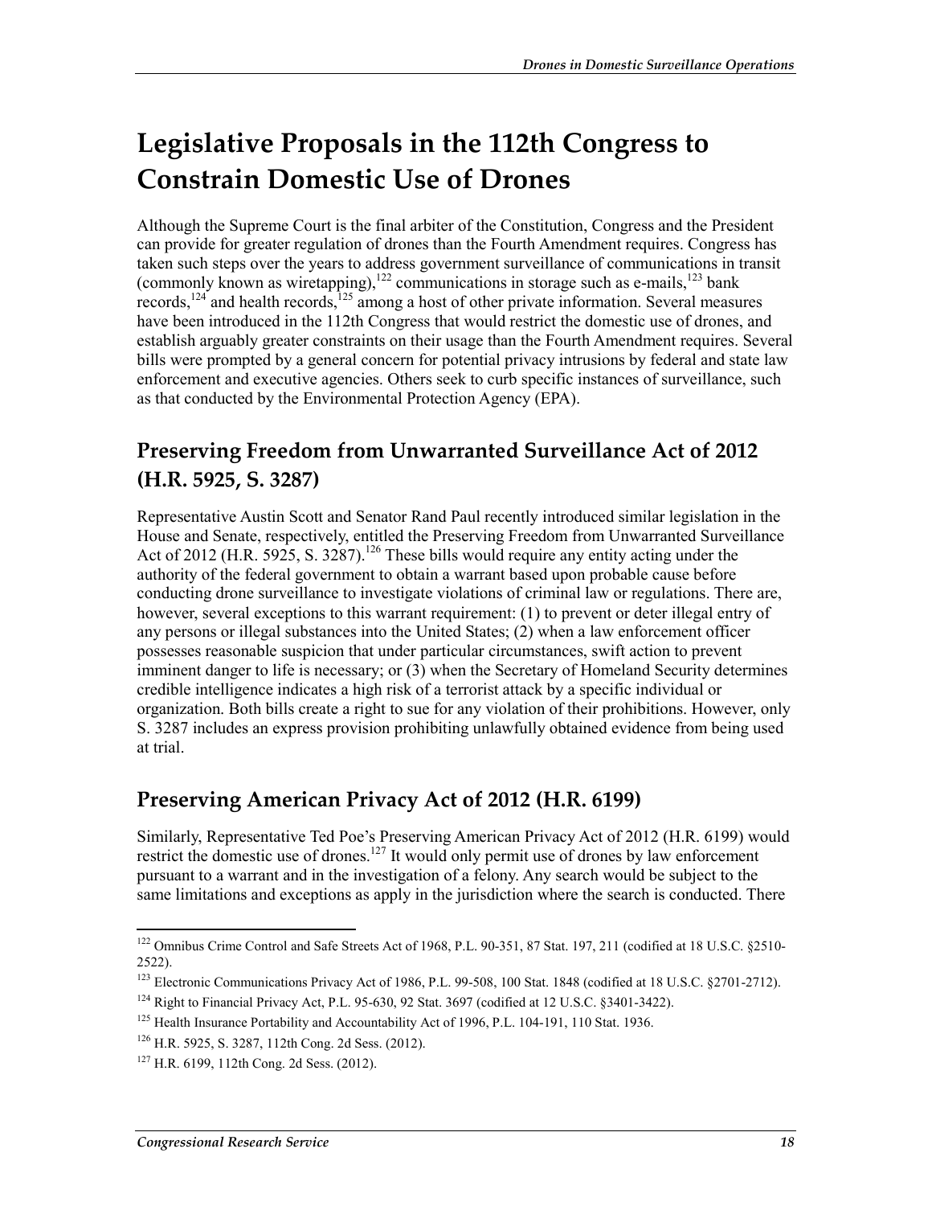# Legislative Proposals in the 112th Congress to Constrain Domestic Use of Drones

Although the Supreme Court is the final arbiter of the Constitution, Congress and the President can provide for greater regulation of drones than the Fourth Amendment requires. Congress has taken such steps over the years to address government surveillance of communications in transit (commonly known as wiretapping),[122] communications in storage such as e-mails,[123] bank records,[124] and health records,[125] among a host of other private information. Several measures have been introduced in the 112th Congress that would restrict the domestic use of drones, and establish arguably greater constraints on their usage than the Fourth Amendment requires. Several bills were prompted by a general concern for potential privacy intrusions by federal and state law enforcement and executive agencies. Others seek to curb specific instances of surveillance, such as that conducted by the Environmental Protection Agency (EPA).

## Preserving Freedom from Unwarranted Surveillance Act of 2012 (H.R. 5925, S. 3287)

Representative Austin Scott and Senator Rand Paul recently introduced similar legislation in the House and Senate, respectively, entitled the Preserving Freedom from Unwarranted Surveillance Act of 2012 (H.R. 5925, S. 3287).[126] These bills would require any entity acting under the authority of the federal government to obtain a warrant based upon probable cause before conducting drone surveillance to investigate violations of criminal law or regulations. There are, however, several exceptions to this warrant requirement: (1) to prevent or deter illegal entry of any persons or illegal substances into the United States; (2) when a law enforcement officer possesses reasonable suspicion that under particular circumstances, swift action to prevent imminent danger to life is necessary; or (3) when the Secretary of Homeland Security determines credible intelligence indicates a high risk of a terrorist attack by a specific individual or organization. Both bills create a right to sue for any violation of their prohibitions. However, only S. 3287 includes an express provision prohibiting unlawfully obtained evidence from being used at trial.

## Preserving American Privacy Act of 2012 (H.R. 6199)

Similarly, Representative Ted Poe's Preserving American Privacy Act of 2012 (H.R. 6199) would restrict the domestic use of drones.[127] It would only permit use of drones by law enforcement pursuant to a warrant and in the investigation of a felony. Any search would be subject to the same limitations and exceptions as apply in the jurisdiction where the search is conducted. There

---

[122] Omnibus Crime Control and Safe Streets Act of 1968, P.L. 90-351, 87 Stat. 197, 211 (codified at 18 U.S.C. §2510-2522).

[123] Electronic Communications Privacy Act of 1986, P.L. 99-508, 100 Stat. 1848 (codified at 18 U.S.C. §2701-2712).

[124] Right to Financial Privacy Act, P.L. 95-630, 92 Stat. 3697 (codified at 12 U.S.C. §3401-3422).

[125] Health Insurance Portability and Accountability Act of 1996, P.L. 104-191, 110 Stat. 1936.

[126] H.R. 5925, S. 3287, 112th Cong. 2d Sess. (2012).

[127] H.R. 6199, 112th Cong. 2d Sess. (2012).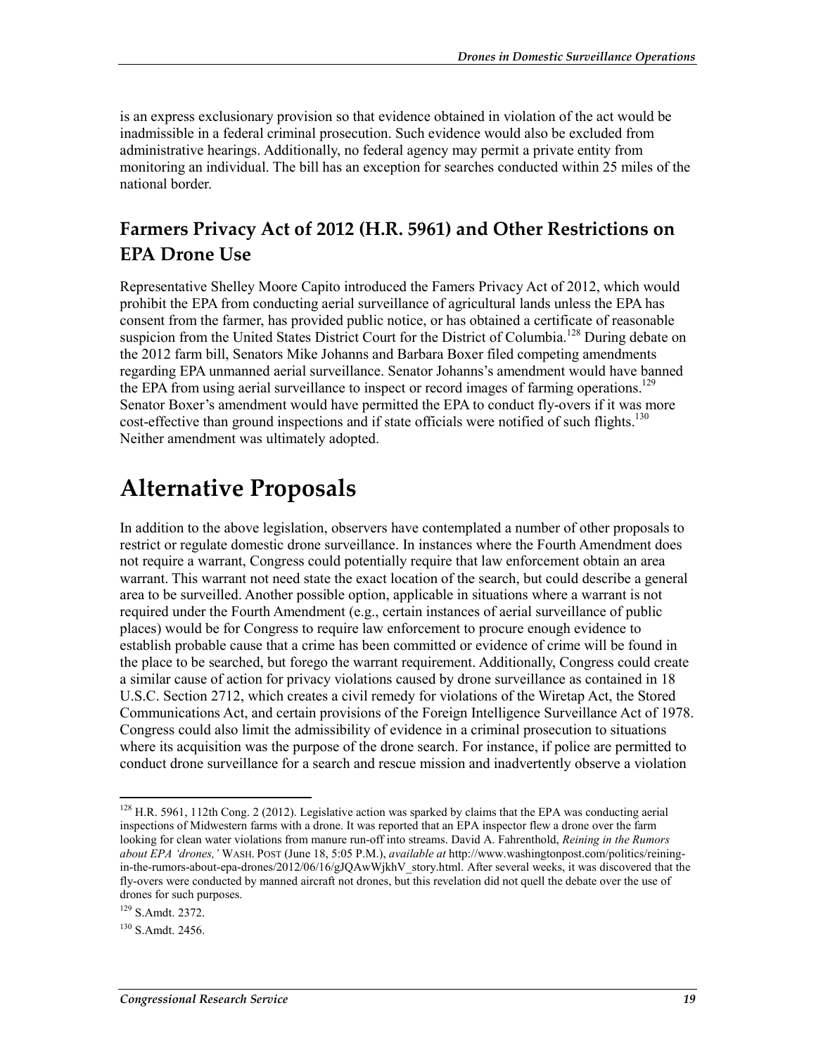is an express exclusionary provision so that evidence obtained in violation of the act would be inadmissible in a federal criminal prosecution. Such evidence would also be excluded from administrative hearings. Additionally, no federal agency may permit a private entity from monitoring an individual. The bill has an exception for searches conducted within 25 miles of the national border.

## Farmers Privacy Act of 2012 (H.R. 5961) and Other Restrictions on EPA Drone Use

Representative Shelley Moore Capito introduced the Famers Privacy Act of 2012, which would prohibit the EPA from conducting aerial surveillance of agricultural lands unless the EPA has consent from the farmer, has provided public notice, or has obtained a certificate of reasonable suspicion from the United States District Court for the District of Columbia.[128] During debate on the 2012 farm bill, Senators Mike Johanns and Barbara Boxer filed competing amendments regarding EPA unmanned aerial surveillance. Senator Johanns's amendment would have banned the EPA from using aerial surveillance to inspect or record images of farming operations.[129] Senator Boxer's amendment would have permitted the EPA to conduct fly-overs if it was more cost-effective than ground inspections and if state officials were notified of such flights.[130] Neither amendment was ultimately adopted.

# Alternative Proposals

In addition to the above legislation, observers have contemplated a number of other proposals to restrict or regulate domestic drone surveillance. In instances where the Fourth Amendment does not require a warrant, Congress could potentially require that law enforcement obtain an area warrant. This warrant not need state the exact location of the search, but could describe a general area to be surveilled. Another possible option, applicable in situations where a warrant is not required under the Fourth Amendment (e.g., certain instances of aerial surveillance of public places) would be for Congress to require law enforcement to procure enough evidence to establish probable cause that a crime has been committed or evidence of crime will be found in the place to be searched, but forego the warrant requirement. Additionally, Congress could create a similar cause of action for privacy violations caused by drone surveillance as contained in 18 U.S.C. Section 2712, which creates a civil remedy for violations of the Wiretap Act, the Stored Communications Act, and certain provisions of the Foreign Intelligence Surveillance Act of 1978. Congress could also limit the admissibility of evidence in a criminal prosecution to situations where its acquisition was the purpose of the drone search. For instance, if police are permitted to conduct drone surveillance for a search and rescue mission and inadvertently observe a violation

---

[128] H.R. 5961, 112th Cong. 2 (2012). Legislative action was sparked by claims that the EPA was conducting aerial inspections of Midwestern farms with a drone. It was reported that an EPA inspector flew a drone over the farm looking for clean water violations from manure run-off into streams. David A. Fahrenthold, *Reining in the Rumors about EPA 'drones,'* WASH. POST (June 18, 5:05 P.M.), *available at* http://www.washingtonpost.com/politics/reining-in-the-rumors-about-epa-drones/2012/06/16/gJQAwWjkhV_story.html. After several weeks, it was discovered that the fly-overs were conducted by manned aircraft not drones, but this revelation did not quell the debate over the use of drones for such purposes.

[129] S.Amdt. 2372.

[130] S.Amdt. 2456.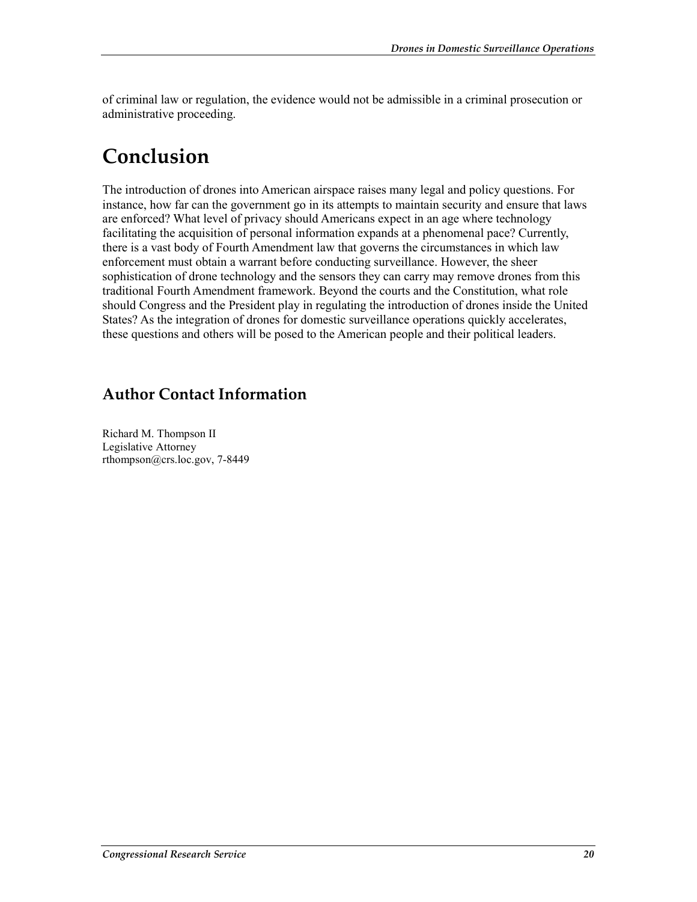of criminal law or regulation, the evidence would not be admissible in a criminal prosecution or administrative proceeding.

# Conclusion

The introduction of drones into American airspace raises many legal and policy questions. For instance, how far can the government go in its attempts to maintain security and ensure that laws are enforced? What level of privacy should Americans expect in an age where technology facilitating the acquisition of personal information expands at a phenomenal pace? Currently, there is a vast body of Fourth Amendment law that governs the circumstances in which law enforcement must obtain a warrant before conducting surveillance. However, the sheer sophistication of drone technology and the sensors they can carry may remove drones from this traditional Fourth Amendment framework. Beyond the courts and the Constitution, what role should Congress and the President play in regulating the introduction of drones inside the United States? As the integration of drones for domestic surveillance operations quickly accelerates, these questions and others will be posed to the American people and their political leaders.

## Author Contact Information

Richard M. Thompson II
Legislative Attorney
rthompson@crs.loc.gov, 7-8449